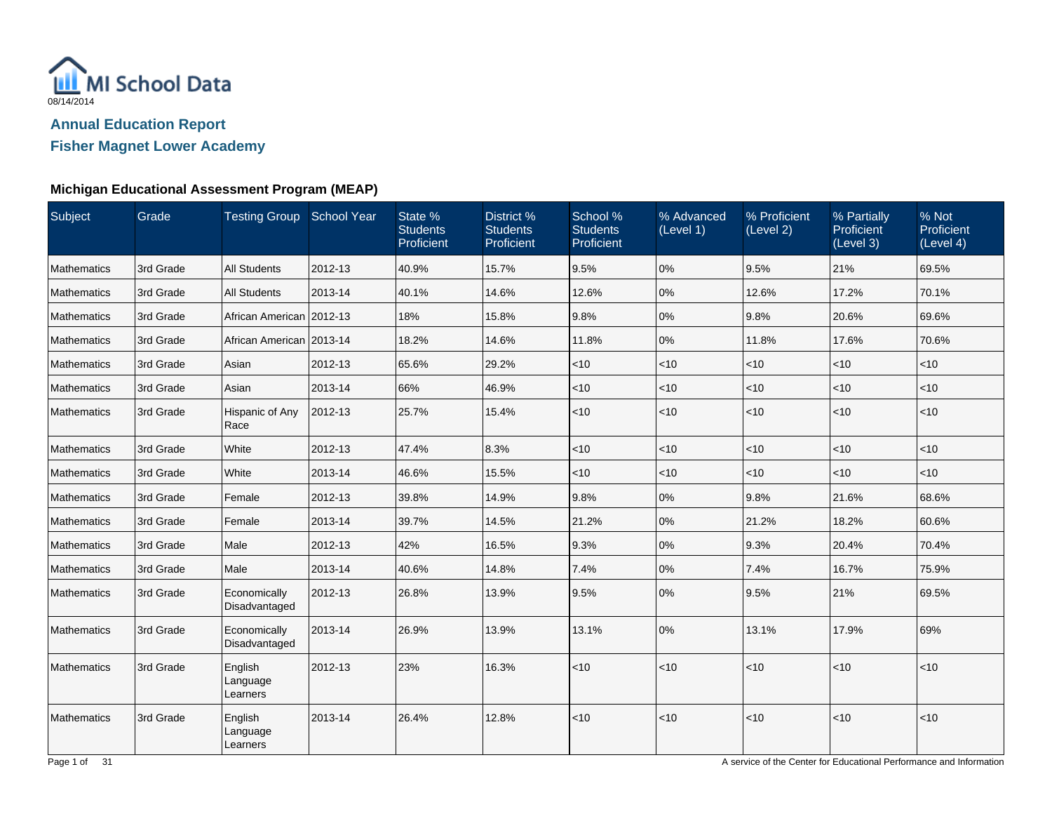MI School Data

08/14/2014

## Annual Education Report

## Fisher Magnet Lower Academy

### Michigan Educational Assessment Program (MEAP)

| Subject | Grade | Testing Group | School Year | State % Students Proficient | District % Students Proficient | School % Students Proficient | % Advanced (Level 1) | % Proficient (Level 2) | % Partially Proficient (Level 3) | % Not Proficient (Level 4) |
|---|---|---|---|---|---|---|---|---|---|---|
| Mathematics | 3rd Grade | All Students | 2012-13 | 40.9% | 15.7% | 9.5% | 0% | 9.5% | 21% | 69.5% |
| Mathematics | 3rd Grade | All Students | 2013-14 | 40.1% | 14.6% | 12.6% | 0% | 12.6% | 17.2% | 70.1% |
| Mathematics | 3rd Grade | African American | 2012-13 | 18% | 15.8% | 9.8% | 0% | 9.8% | 20.6% | 69.6% |
| Mathematics | 3rd Grade | African American | 2013-14 | 18.2% | 14.6% | 11.8% | 0% | 11.8% | 17.6% | 70.6% |
| Mathematics | 3rd Grade | Asian | 2012-13 | 65.6% | 29.2% | <10 | <10 | <10 | <10 | <10 |
| Mathematics | 3rd Grade | Asian | 2013-14 | 66% | 46.9% | <10 | <10 | <10 | <10 | <10 |
| Mathematics | 3rd Grade | Hispanic of Any Race | 2012-13 | 25.7% | 15.4% | <10 | <10 | <10 | <10 | <10 |
| Mathematics | 3rd Grade | White | 2012-13 | 47.4% | 8.3% | <10 | <10 | <10 | <10 | <10 |
| Mathematics | 3rd Grade | White | 2013-14 | 46.6% | 15.5% | <10 | <10 | <10 | <10 | <10 |
| Mathematics | 3rd Grade | Female | 2012-13 | 39.8% | 14.9% | 9.8% | 0% | 9.8% | 21.6% | 68.6% |
| Mathematics | 3rd Grade | Female | 2013-14 | 39.7% | 14.5% | 21.2% | 0% | 21.2% | 18.2% | 60.6% |
| Mathematics | 3rd Grade | Male | 2012-13 | 42% | 16.5% | 9.3% | 0% | 9.3% | 20.4% | 70.4% |
| Mathematics | 3rd Grade | Male | 2013-14 | 40.6% | 14.8% | 7.4% | 0% | 7.4% | 16.7% | 75.9% |
| Mathematics | 3rd Grade | Economically Disadvantaged | 2012-13 | 26.8% | 13.9% | 9.5% | 0% | 9.5% | 21% | 69.5% |
| Mathematics | 3rd Grade | Economically Disadvantaged | 2013-14 | 26.9% | 13.9% | 13.1% | 0% | 13.1% | 17.9% | 69% |
| Mathematics | 3rd Grade | English Language Learners | 2012-13 | 23% | 16.3% | <10 | <10 | <10 | <10 | <10 |
| Mathematics | 3rd Grade | English Language Learners | 2013-14 | 26.4% | 12.8% | <10 | <10 | <10 | <10 | <10 |

A service of the Center for Educational Performance and Information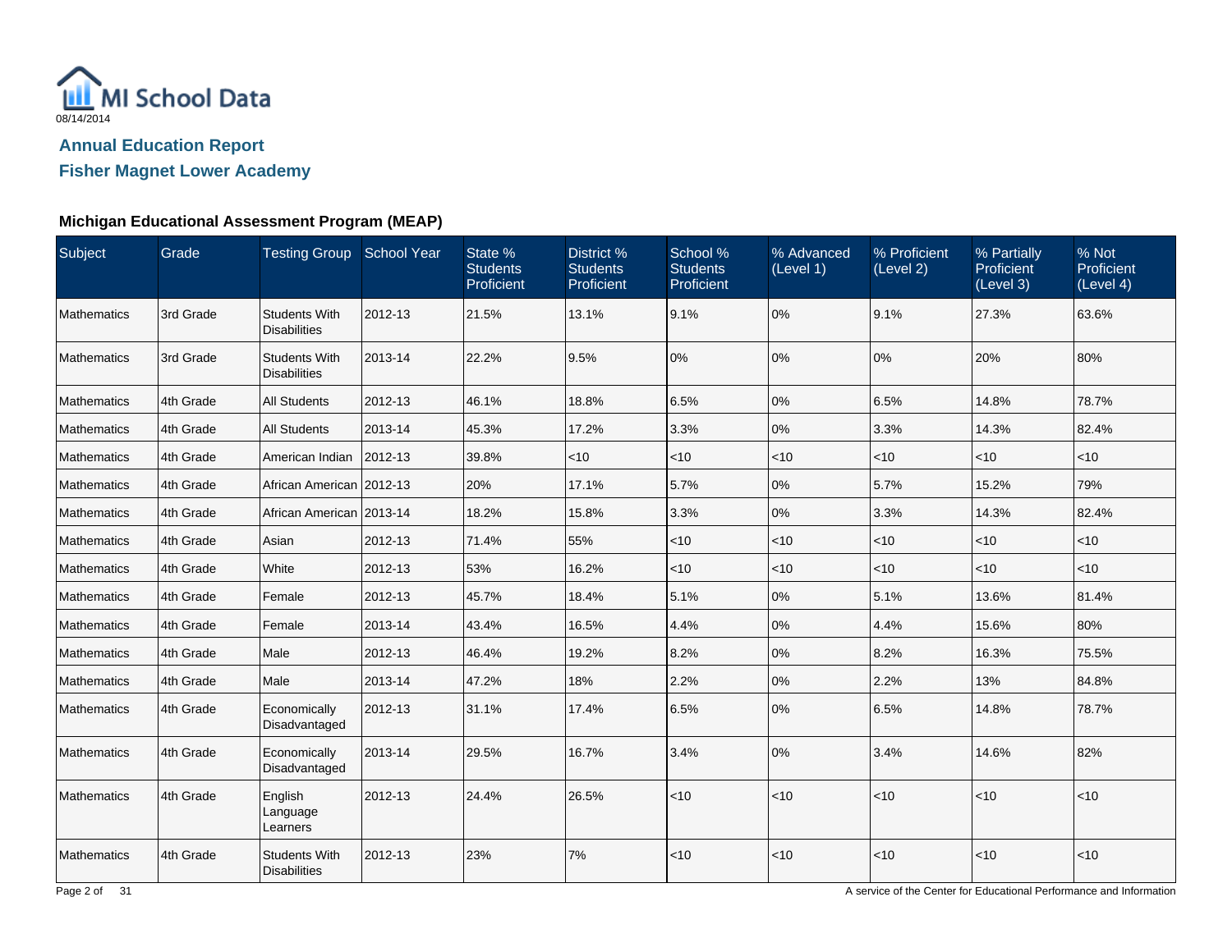MI School Data

08/14/2014

## Annual Education Report

## Fisher Magnet Lower Academy

### Michigan Educational Assessment Program (MEAP)

| Subject | Grade | Testing Group | School Year | State % Students Proficient | District % Students Proficient | School % Students Proficient | % Advanced (Level 1) | % Proficient (Level 2) | % Partially Proficient (Level 3) | % Not Proficient (Level 4) |
|---|---|---|---|---|---|---|---|---|---|---|
| Mathematics | 3rd Grade | Students With Disabilities | 2012-13 | 21.5% | 13.1% | 9.1% | 0% | 9.1% | 27.3% | 63.6% |
| Mathematics | 3rd Grade | Students With Disabilities | 2013-14 | 22.2% | 9.5% | 0% | 0% | 0% | 20% | 80% |
| Mathematics | 4th Grade | All Students | 2012-13 | 46.1% | 18.8% | 6.5% | 0% | 6.5% | 14.8% | 78.7% |
| Mathematics | 4th Grade | All Students | 2013-14 | 45.3% | 17.2% | 3.3% | 0% | 3.3% | 14.3% | 82.4% |
| Mathematics | 4th Grade | American Indian | 2012-13 | 39.8% | <10 | <10 | <10 | <10 | <10 | <10 |
| Mathematics | 4th Grade | African American | 2012-13 | 20% | 17.1% | 5.7% | 0% | 5.7% | 15.2% | 79% |
| Mathematics | 4th Grade | African American | 2013-14 | 18.2% | 15.8% | 3.3% | 0% | 3.3% | 14.3% | 82.4% |
| Mathematics | 4th Grade | Asian | 2012-13 | 71.4% | 55% | <10 | <10 | <10 | <10 | <10 |
| Mathematics | 4th Grade | White | 2012-13 | 53% | 16.2% | <10 | <10 | <10 | <10 | <10 |
| Mathematics | 4th Grade | Female | 2012-13 | 45.7% | 18.4% | 5.1% | 0% | 5.1% | 13.6% | 81.4% |
| Mathematics | 4th Grade | Female | 2013-14 | 43.4% | 16.5% | 4.4% | 0% | 4.4% | 15.6% | 80% |
| Mathematics | 4th Grade | Male | 2012-13 | 46.4% | 19.2% | 8.2% | 0% | 8.2% | 16.3% | 75.5% |
| Mathematics | 4th Grade | Male | 2013-14 | 47.2% | 18% | 2.2% | 0% | 2.2% | 13% | 84.8% |
| Mathematics | 4th Grade | Economically Disadvantaged | 2012-13 | 31.1% | 17.4% | 6.5% | 0% | 6.5% | 14.8% | 78.7% |
| Mathematics | 4th Grade | Economically Disadvantaged | 2013-14 | 29.5% | 16.7% | 3.4% | 0% | 3.4% | 14.6% | 82% |
| Mathematics | 4th Grade | English Language Learners | 2012-13 | 24.4% | 26.5% | <10 | <10 | <10 | <10 | <10 |
| Mathematics | 4th Grade | Students With Disabilities | 2012-13 | 23% | 7% | <10 | <10 | <10 | <10 | <10 |

A service of the Center for Educational Performance and Information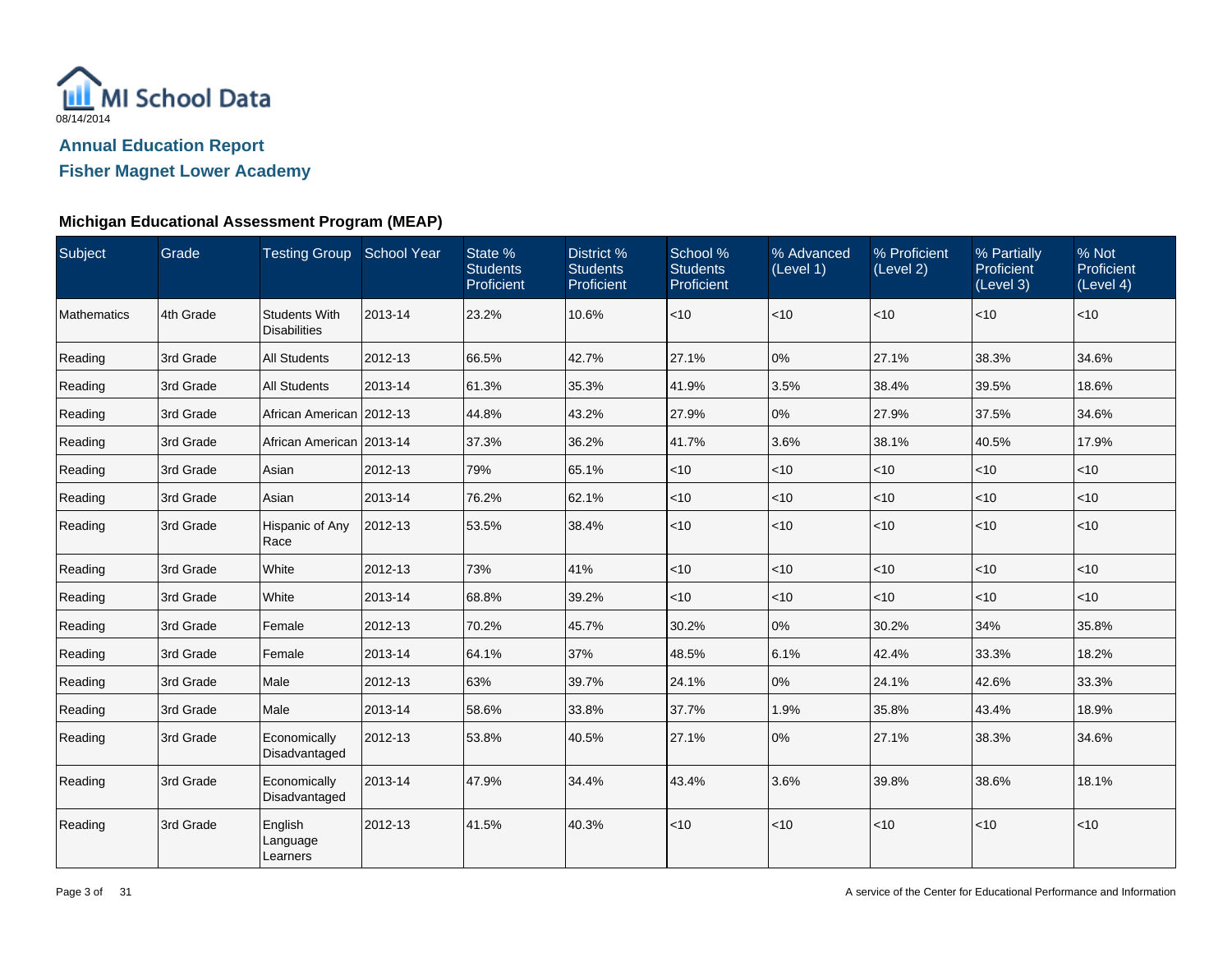MI School Data

08/14/2014

## Annual Education Report

## Fisher Magnet Lower Academy

### Michigan Educational Assessment Program (MEAP)

| Subject | Grade | Testing Group | School Year | State % Students Proficient | District % Students Proficient | School % Students Proficient | % Advanced (Level 1) | % Proficient (Level 2) | % Partially Proficient (Level 3) | % Not Proficient (Level 4) |
|---|---|---|---|---|---|---|---|---|---|---|
| Mathematics | 4th Grade | Students With Disabilities | 2013-14 | 23.2% | 10.6% | <10 | <10 | <10 | <10 | <10 |
| Reading | 3rd Grade | All Students | 2012-13 | 66.5% | 42.7% | 27.1% | 0% | 27.1% | 38.3% | 34.6% |
| Reading | 3rd Grade | All Students | 2013-14 | 61.3% | 35.3% | 41.9% | 3.5% | 38.4% | 39.5% | 18.6% |
| Reading | 3rd Grade | African American | 2012-13 | 44.8% | 43.2% | 27.9% | 0% | 27.9% | 37.5% | 34.6% |
| Reading | 3rd Grade | African American | 2013-14 | 37.3% | 36.2% | 41.7% | 3.6% | 38.1% | 40.5% | 17.9% |
| Reading | 3rd Grade | Asian | 2012-13 | 79% | 65.1% | <10 | <10 | <10 | <10 | <10 |
| Reading | 3rd Grade | Asian | 2013-14 | 76.2% | 62.1% | <10 | <10 | <10 | <10 | <10 |
| Reading | 3rd Grade | Hispanic of Any Race | 2012-13 | 53.5% | 38.4% | <10 | <10 | <10 | <10 | <10 |
| Reading | 3rd Grade | White | 2012-13 | 73% | 41% | <10 | <10 | <10 | <10 | <10 |
| Reading | 3rd Grade | White | 2013-14 | 68.8% | 39.2% | <10 | <10 | <10 | <10 | <10 |
| Reading | 3rd Grade | Female | 2012-13 | 70.2% | 45.7% | 30.2% | 0% | 30.2% | 34% | 35.8% |
| Reading | 3rd Grade | Female | 2013-14 | 64.1% | 37% | 48.5% | 6.1% | 42.4% | 33.3% | 18.2% |
| Reading | 3rd Grade | Male | 2012-13 | 63% | 39.7% | 24.1% | 0% | 24.1% | 42.6% | 33.3% |
| Reading | 3rd Grade | Male | 2013-14 | 58.6% | 33.8% | 37.7% | 1.9% | 35.8% | 43.4% | 18.9% |
| Reading | 3rd Grade | Economically Disadvantaged | 2012-13 | 53.8% | 40.5% | 27.1% | 0% | 27.1% | 38.3% | 34.6% |
| Reading | 3rd Grade | Economically Disadvantaged | 2013-14 | 47.9% | 34.4% | 43.4% | 3.6% | 39.8% | 38.6% | 18.1% |
| Reading | 3rd Grade | English Language Learners | 2012-13 | 41.5% | 40.3% | <10 | <10 | <10 | <10 | <10 |

A service of the Center for Educational Performance and Information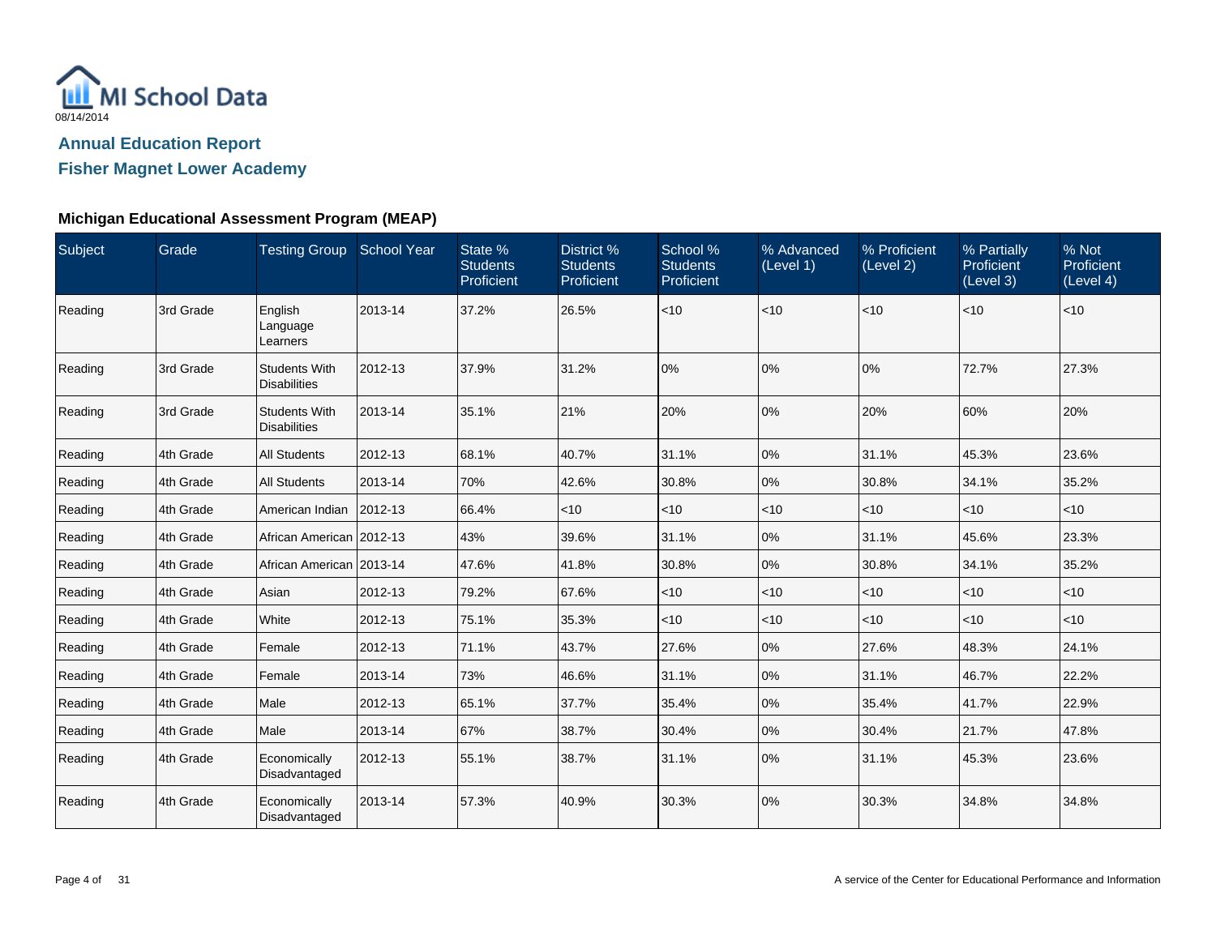MI School Data
08/14/2014

## Annual Education Report

## Fisher Magnet Lower Academy

### Michigan Educational Assessment Program (MEAP)

| Subject | Grade | Testing Group | School Year | State % Students Proficient | District % Students Proficient | School % Students Proficient | % Advanced (Level 1) | % Proficient (Level 2) | % Partially Proficient (Level 3) | % Not Proficient (Level 4) |
|---|---|---|---|---|---|---|---|---|---|---|
| Reading | 3rd Grade | English Language Learners | 2013-14 | 37.2% | 26.5% | <10 | <10 | <10 | <10 | <10 |
| Reading | 3rd Grade | Students With Disabilities | 2012-13 | 37.9% | 31.2% | 0% | 0% | 0% | 72.7% | 27.3% |
| Reading | 3rd Grade | Students With Disabilities | 2013-14 | 35.1% | 21% | 20% | 0% | 20% | 60% | 20% |
| Reading | 4th Grade | All Students | 2012-13 | 68.1% | 40.7% | 31.1% | 0% | 31.1% | 45.3% | 23.6% |
| Reading | 4th Grade | All Students | 2013-14 | 70% | 42.6% | 30.8% | 0% | 30.8% | 34.1% | 35.2% |
| Reading | 4th Grade | American Indian | 2012-13 | 66.4% | <10 | <10 | <10 | <10 | <10 | <10 |
| Reading | 4th Grade | African American | 2012-13 | 43% | 39.6% | 31.1% | 0% | 31.1% | 45.6% | 23.3% |
| Reading | 4th Grade | African American | 2013-14 | 47.6% | 41.8% | 30.8% | 0% | 30.8% | 34.1% | 35.2% |
| Reading | 4th Grade | Asian | 2012-13 | 79.2% | 67.6% | <10 | <10 | <10 | <10 | <10 |
| Reading | 4th Grade | White | 2012-13 | 75.1% | 35.3% | <10 | <10 | <10 | <10 | <10 |
| Reading | 4th Grade | Female | 2012-13 | 71.1% | 43.7% | 27.6% | 0% | 27.6% | 48.3% | 24.1% |
| Reading | 4th Grade | Female | 2013-14 | 73% | 46.6% | 31.1% | 0% | 31.1% | 46.7% | 22.2% |
| Reading | 4th Grade | Male | 2012-13 | 65.1% | 37.7% | 35.4% | 0% | 35.4% | 41.7% | 22.9% |
| Reading | 4th Grade | Male | 2013-14 | 67% | 38.7% | 30.4% | 0% | 30.4% | 21.7% | 47.8% |
| Reading | 4th Grade | Economically Disadvantaged | 2012-13 | 55.1% | 38.7% | 31.1% | 0% | 31.1% | 45.3% | 23.6% |
| Reading | 4th Grade | Economically Disadvantaged | 2013-14 | 57.3% | 40.9% | 30.3% | 0% | 30.3% | 34.8% | 34.8% |

A service of the Center for Educational Performance and Information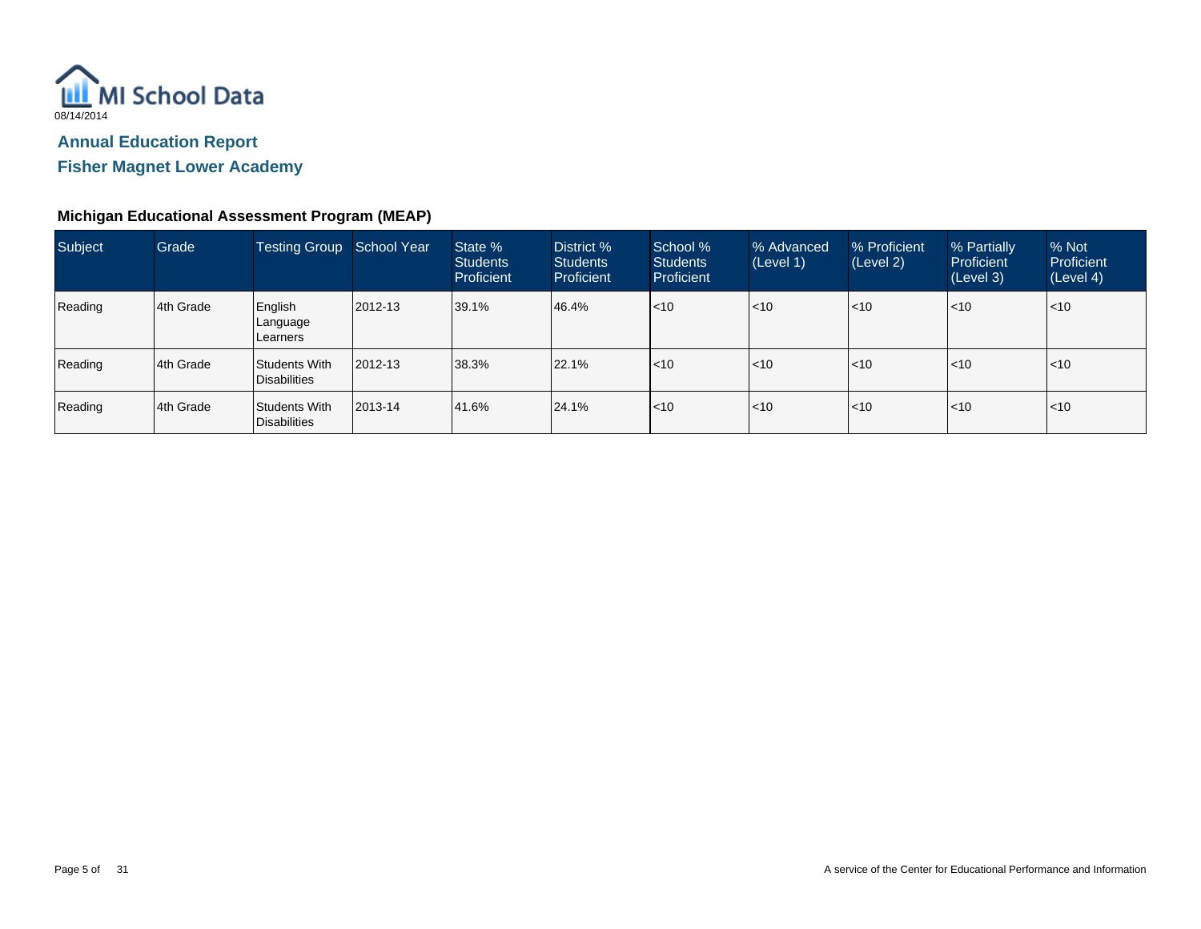MI School Data

08/14/2014

## Annual Education Report

## Fisher Magnet Lower Academy

### Michigan Educational Assessment Program (MEAP)

| Subject | Grade | Testing Group | School Year | State % Students Proficient | District % Students Proficient | School % Students Proficient | % Advanced (Level 1) | % Proficient (Level 2) | % Partially Proficient (Level 3) | % Not Proficient (Level 4) |
|---|---|---|---|---|---|---|---|---|---|---|
| Reading | 4th Grade | English Language Learners | 2012-13 | 39.1% | 46.4% | <10 | <10 | <10 | <10 | <10 |
| Reading | 4th Grade | Students With Disabilities | 2012-13 | 38.3% | 22.1% | <10 | <10 | <10 | <10 | <10 |
| Reading | 4th Grade | Students With Disabilities | 2013-14 | 41.6% | 24.1% | <10 | <10 | <10 | <10 | <10 |

A service of the Center for Educational Performance and Information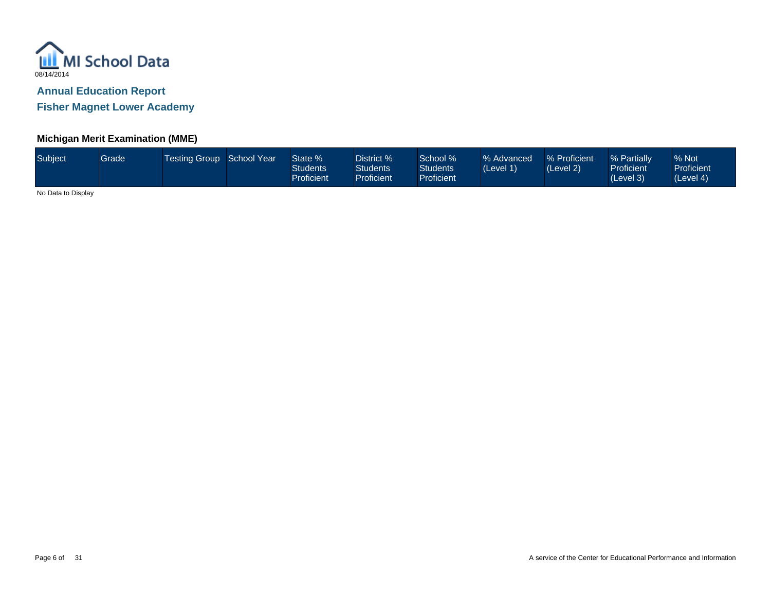MI School Data

08/14/2014

## Annual Education Report

## Fisher Magnet Lower Academy

### Michigan Merit Examination (MME)

| Subject | Grade | Testing Group | School Year | State % Students Proficient | District % Students Proficient | School % Students Proficient | % Advanced (Level 1) | % Proficient (Level 2) | % Partially Proficient (Level 3) | % Not Proficient (Level 4) |
|---|---|---|---|---|---|---|---|---|---|---|

No Data to Display

A service of the Center for Educational Performance and Information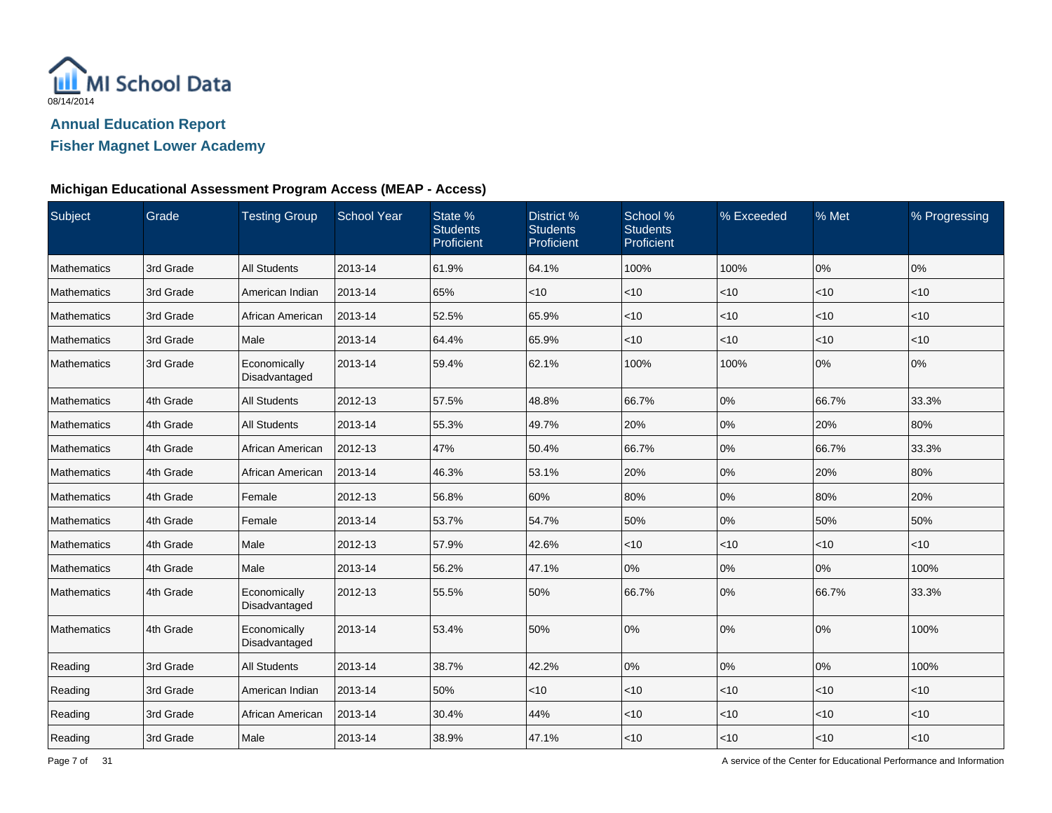MI School Data

08/14/2014

## Annual Education Report

## Fisher Magnet Lower Academy

### Michigan Educational Assessment Program Access (MEAP - Access)

| Subject | Grade | Testing Group | School Year | State % Students Proficient | District % Students Proficient | School % Students Proficient | % Exceeded | % Met | % Progressing |
|---|---|---|---|---|---|---|---|---|---|
| Mathematics | 3rd Grade | All Students | 2013-14 | 61.9% | 64.1% | 100% | 100% | 0% | 0% |
| Mathematics | 3rd Grade | American Indian | 2013-14 | 65% | <10 | <10 | <10 | <10 | <10 |
| Mathematics | 3rd Grade | African American | 2013-14 | 52.5% | 65.9% | <10 | <10 | <10 | <10 |
| Mathematics | 3rd Grade | Male | 2013-14 | 64.4% | 65.9% | <10 | <10 | <10 | <10 |
| Mathematics | 3rd Grade | Economically Disadvantaged | 2013-14 | 59.4% | 62.1% | 100% | 100% | 0% | 0% |
| Mathematics | 4th Grade | All Students | 2012-13 | 57.5% | 48.8% | 66.7% | 0% | 66.7% | 33.3% |
| Mathematics | 4th Grade | All Students | 2013-14 | 55.3% | 49.7% | 20% | 0% | 20% | 80% |
| Mathematics | 4th Grade | African American | 2012-13 | 47% | 50.4% | 66.7% | 0% | 66.7% | 33.3% |
| Mathematics | 4th Grade | African American | 2013-14 | 46.3% | 53.1% | 20% | 0% | 20% | 80% |
| Mathematics | 4th Grade | Female | 2012-13 | 56.8% | 60% | 80% | 0% | 80% | 20% |
| Mathematics | 4th Grade | Female | 2013-14 | 53.7% | 54.7% | 50% | 0% | 50% | 50% |
| Mathematics | 4th Grade | Male | 2012-13 | 57.9% | 42.6% | <10 | <10 | <10 | <10 |
| Mathematics | 4th Grade | Male | 2013-14 | 56.2% | 47.1% | 0% | 0% | 0% | 100% |
| Mathematics | 4th Grade | Economically Disadvantaged | 2012-13 | 55.5% | 50% | 66.7% | 0% | 66.7% | 33.3% |
| Mathematics | 4th Grade | Economically Disadvantaged | 2013-14 | 53.4% | 50% | 0% | 0% | 0% | 100% |
| Reading | 3rd Grade | All Students | 2013-14 | 38.7% | 42.2% | 0% | 0% | 0% | 100% |
| Reading | 3rd Grade | American Indian | 2013-14 | 50% | <10 | <10 | <10 | <10 | <10 |
| Reading | 3rd Grade | African American | 2013-14 | 30.4% | 44% | <10 | <10 | <10 | <10 |
| Reading | 3rd Grade | Male | 2013-14 | 38.9% | 47.1% | <10 | <10 | <10 | <10 |

A service of the Center for Educational Performance and Information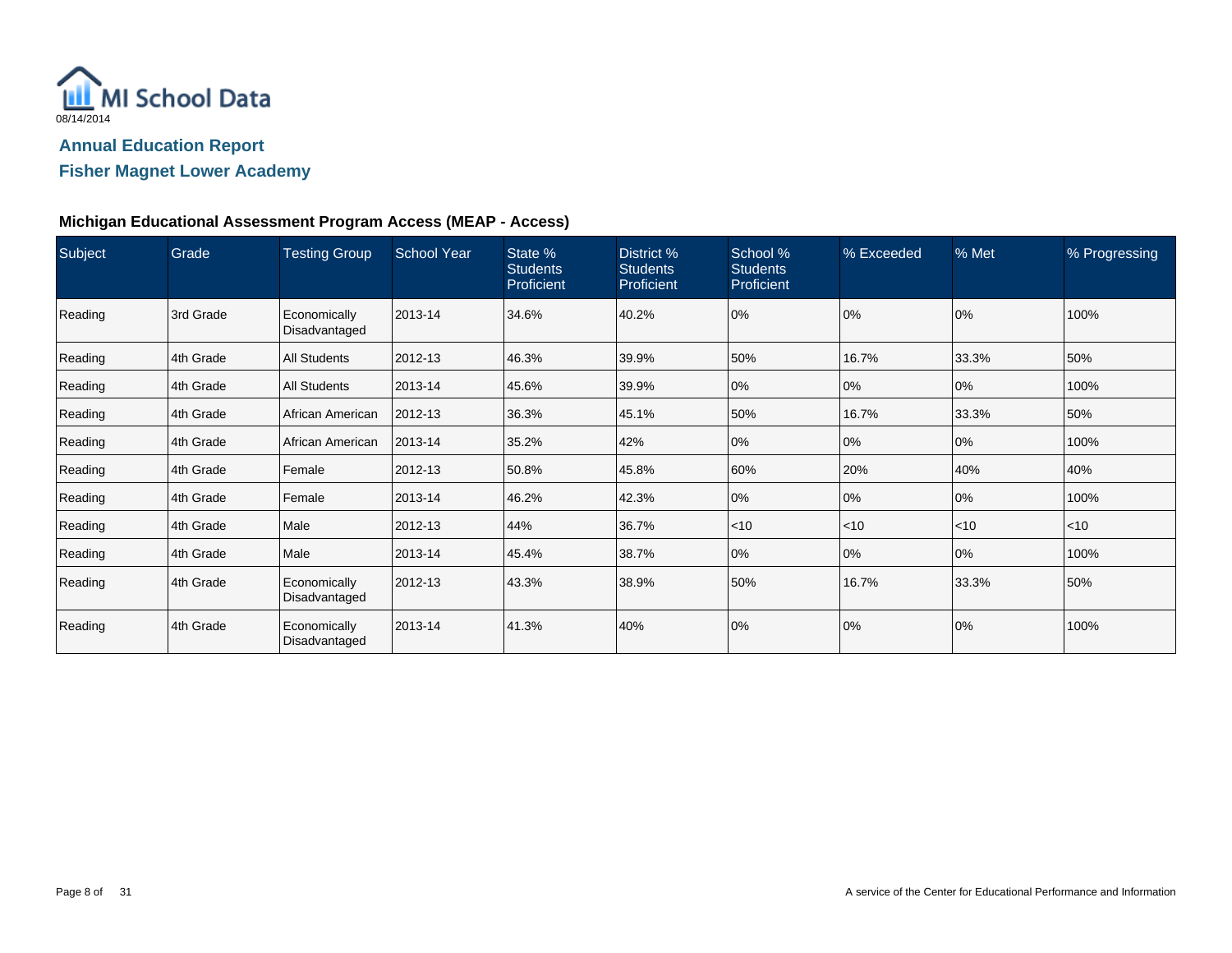MI School Data

08/14/2014

## Annual Education Report

## Fisher Magnet Lower Academy

### Michigan Educational Assessment Program Access (MEAP - Access)

| Subject | Grade | Testing Group | School Year | State % Students Proficient | District % Students Proficient | School % Students Proficient | % Exceeded | % Met | % Progressing |
|---|---|---|---|---|---|---|---|---|---|
| Reading | 3rd Grade | Economically Disadvantaged | 2013-14 | 34.6% | 40.2% | 0% | 0% | 0% | 100% |
| Reading | 4th Grade | All Students | 2012-13 | 46.3% | 39.9% | 50% | 16.7% | 33.3% | 50% |
| Reading | 4th Grade | All Students | 2013-14 | 45.6% | 39.9% | 0% | 0% | 0% | 100% |
| Reading | 4th Grade | African American | 2012-13 | 36.3% | 45.1% | 50% | 16.7% | 33.3% | 50% |
| Reading | 4th Grade | African American | 2013-14 | 35.2% | 42% | 0% | 0% | 0% | 100% |
| Reading | 4th Grade | Female | 2012-13 | 50.8% | 45.8% | 60% | 20% | 40% | 40% |
| Reading | 4th Grade | Female | 2013-14 | 46.2% | 42.3% | 0% | 0% | 0% | 100% |
| Reading | 4th Grade | Male | 2012-13 | 44% | 36.7% | <10 | <10 | <10 | <10 |
| Reading | 4th Grade | Male | 2013-14 | 45.4% | 38.7% | 0% | 0% | 0% | 100% |
| Reading | 4th Grade | Economically Disadvantaged | 2012-13 | 43.3% | 38.9% | 50% | 16.7% | 33.3% | 50% |
| Reading | 4th Grade | Economically Disadvantaged | 2013-14 | 41.3% | 40% | 0% | 0% | 0% | 100% |

A service of the Center for Educational Performance and Information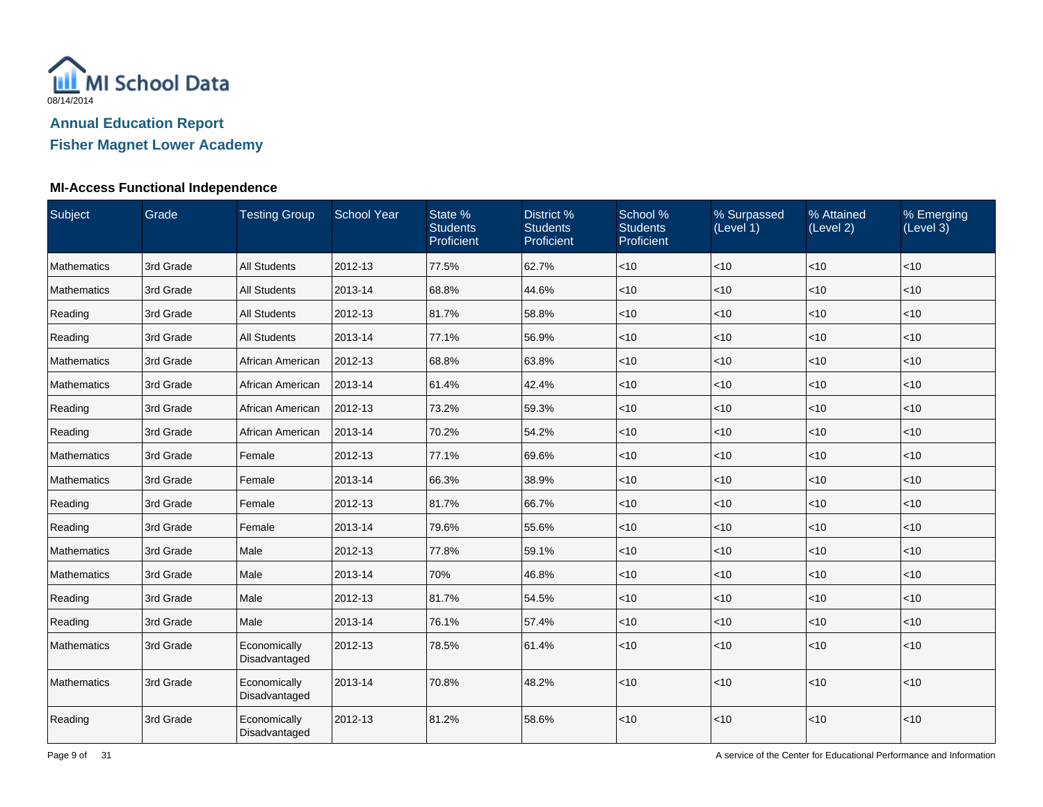MI School Data
08/14/2014

## Annual Education Report

## Fisher Magnet Lower Academy

### MI-Access Functional Independence

| Subject | Grade | Testing Group | School Year | State % Students Proficient | District % Students Proficient | School % Students Proficient | % Surpassed (Level 1) | % Attained (Level 2) | % Emerging (Level 3) |
|---|---|---|---|---|---|---|---|---|---|
| Mathematics | 3rd Grade | All Students | 2012-13 | 77.5% | 62.7% | <10 | <10 | <10 | <10 |
| Mathematics | 3rd Grade | All Students | 2013-14 | 68.8% | 44.6% | <10 | <10 | <10 | <10 |
| Reading | 3rd Grade | All Students | 2012-13 | 81.7% | 58.8% | <10 | <10 | <10 | <10 |
| Reading | 3rd Grade | All Students | 2013-14 | 77.1% | 56.9% | <10 | <10 | <10 | <10 |
| Mathematics | 3rd Grade | African American | 2012-13 | 68.8% | 63.8% | <10 | <10 | <10 | <10 |
| Mathematics | 3rd Grade | African American | 2013-14 | 61.4% | 42.4% | <10 | <10 | <10 | <10 |
| Reading | 3rd Grade | African American | 2012-13 | 73.2% | 59.3% | <10 | <10 | <10 | <10 |
| Reading | 3rd Grade | African American | 2013-14 | 70.2% | 54.2% | <10 | <10 | <10 | <10 |
| Mathematics | 3rd Grade | Female | 2012-13 | 77.1% | 69.6% | <10 | <10 | <10 | <10 |
| Mathematics | 3rd Grade | Female | 2013-14 | 66.3% | 38.9% | <10 | <10 | <10 | <10 |
| Reading | 3rd Grade | Female | 2012-13 | 81.7% | 66.7% | <10 | <10 | <10 | <10 |
| Reading | 3rd Grade | Female | 2013-14 | 79.6% | 55.6% | <10 | <10 | <10 | <10 |
| Mathematics | 3rd Grade | Male | 2012-13 | 77.8% | 59.1% | <10 | <10 | <10 | <10 |
| Mathematics | 3rd Grade | Male | 2013-14 | 70% | 46.8% | <10 | <10 | <10 | <10 |
| Reading | 3rd Grade | Male | 2012-13 | 81.7% | 54.5% | <10 | <10 | <10 | <10 |
| Reading | 3rd Grade | Male | 2013-14 | 76.1% | 57.4% | <10 | <10 | <10 | <10 |
| Mathematics | 3rd Grade | Economically Disadvantaged | 2012-13 | 78.5% | 61.4% | <10 | <10 | <10 | <10 |
| Mathematics | 3rd Grade | Economically Disadvantaged | 2013-14 | 70.8% | 48.2% | <10 | <10 | <10 | <10 |
| Reading | 3rd Grade | Economically Disadvantaged | 2012-13 | 81.2% | 58.6% | <10 | <10 | <10 | <10 |

A service of the Center for Educational Performance and Information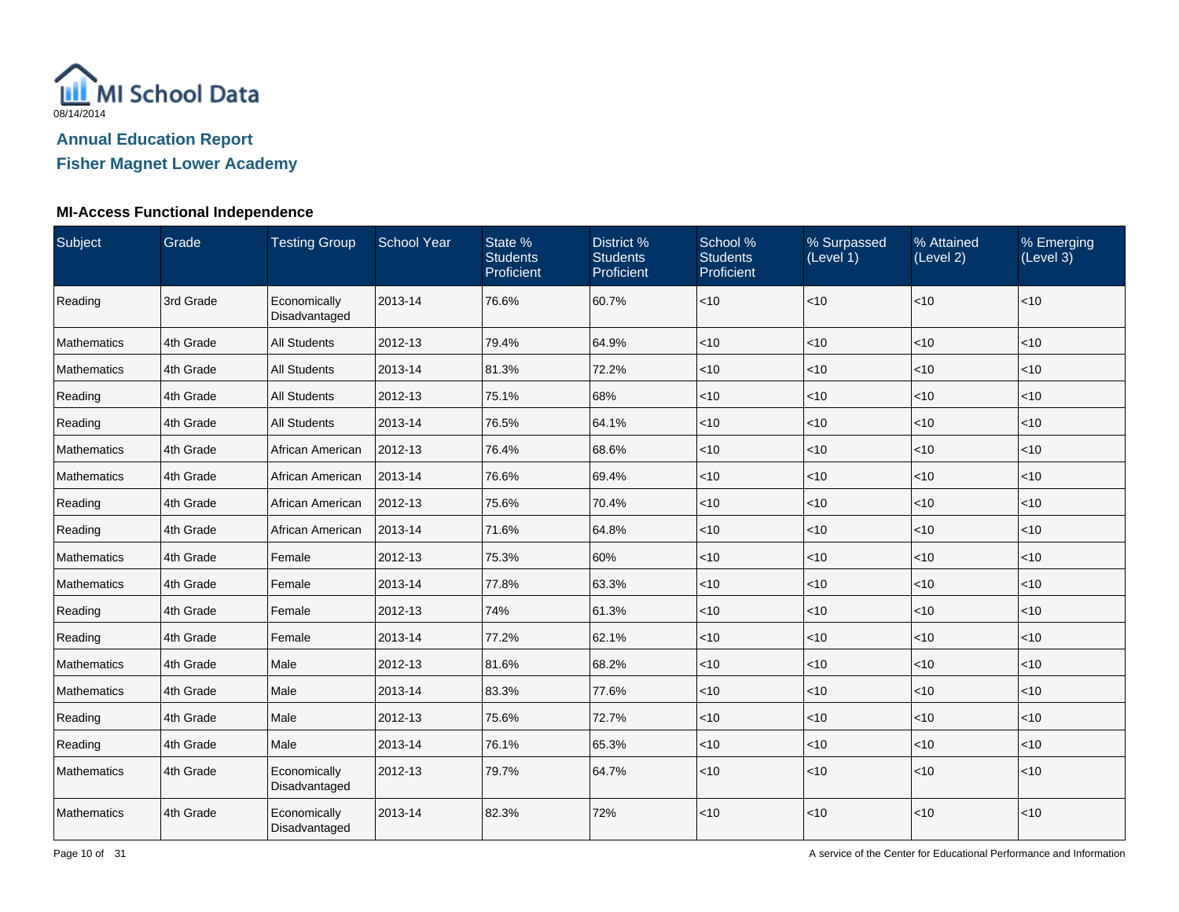MI School Data

08/14/2014

## Annual Education Report

## Fisher Magnet Lower Academy

### MI-Access Functional Independence

| Subject | Grade | Testing Group | School Year | State % Students Proficient | District % Students Proficient | School % Students Proficient | % Surpassed (Level 1) | % Attained (Level 2) | % Emerging (Level 3) |
|---|---|---|---|---|---|---|---|---|---|
| Reading | 3rd Grade | Economically Disadvantaged | 2013-14 | 76.6% | 60.7% | <10 | <10 | <10 | <10 |
| Mathematics | 4th Grade | All Students | 2012-13 | 79.4% | 64.9% | <10 | <10 | <10 | <10 |
| Mathematics | 4th Grade | All Students | 2013-14 | 81.3% | 72.2% | <10 | <10 | <10 | <10 |
| Reading | 4th Grade | All Students | 2012-13 | 75.1% | 68% | <10 | <10 | <10 | <10 |
| Reading | 4th Grade | All Students | 2013-14 | 76.5% | 64.1% | <10 | <10 | <10 | <10 |
| Mathematics | 4th Grade | African American | 2012-13 | 76.4% | 68.6% | <10 | <10 | <10 | <10 |
| Mathematics | 4th Grade | African American | 2013-14 | 76.6% | 69.4% | <10 | <10 | <10 | <10 |
| Reading | 4th Grade | African American | 2012-13 | 75.6% | 70.4% | <10 | <10 | <10 | <10 |
| Reading | 4th Grade | African American | 2013-14 | 71.6% | 64.8% | <10 | <10 | <10 | <10 |
| Mathematics | 4th Grade | Female | 2012-13 | 75.3% | 60% | <10 | <10 | <10 | <10 |
| Mathematics | 4th Grade | Female | 2013-14 | 77.8% | 63.3% | <10 | <10 | <10 | <10 |
| Reading | 4th Grade | Female | 2012-13 | 74% | 61.3% | <10 | <10 | <10 | <10 |
| Reading | 4th Grade | Female | 2013-14 | 77.2% | 62.1% | <10 | <10 | <10 | <10 |
| Mathematics | 4th Grade | Male | 2012-13 | 81.6% | 68.2% | <10 | <10 | <10 | <10 |
| Mathematics | 4th Grade | Male | 2013-14 | 83.3% | 77.6% | <10 | <10 | <10 | <10 |
| Reading | 4th Grade | Male | 2012-13 | 75.6% | 72.7% | <10 | <10 | <10 | <10 |
| Reading | 4th Grade | Male | 2013-14 | 76.1% | 65.3% | <10 | <10 | <10 | <10 |
| Mathematics | 4th Grade | Economically Disadvantaged | 2012-13 | 79.7% | 64.7% | <10 | <10 | <10 | <10 |
| Mathematics | 4th Grade | Economically Disadvantaged | 2013-14 | 82.3% | 72% | <10 | <10 | <10 | <10 |

A service of the Center for Educational Performance and Information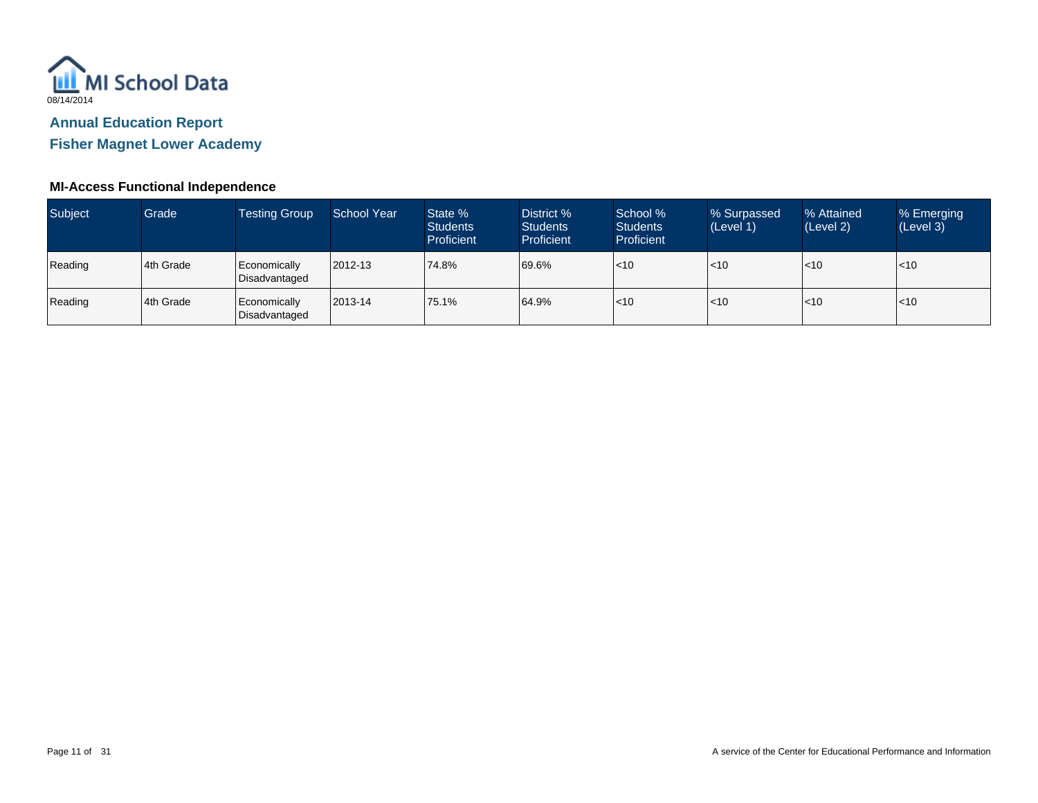MI School Data
08/14/2014

## Annual Education Report

## Fisher Magnet Lower Academy

### MI-Access Functional Independence

| Subject | Grade | Testing Group | School Year | State % Students Proficient | District % Students Proficient | School % Students Proficient | % Surpassed (Level 1) | % Attained (Level 2) | % Emerging (Level 3) |
|---|---|---|---|---|---|---|---|---|---|
| Reading | 4th Grade | Economically Disadvantaged | 2012-13 | 74.8% | 69.6% | <10 | <10 | <10 | <10 |
| Reading | 4th Grade | Economically Disadvantaged | 2013-14 | 75.1% | 64.9% | <10 | <10 | <10 | <10 |

A service of the Center for Educational Performance and Information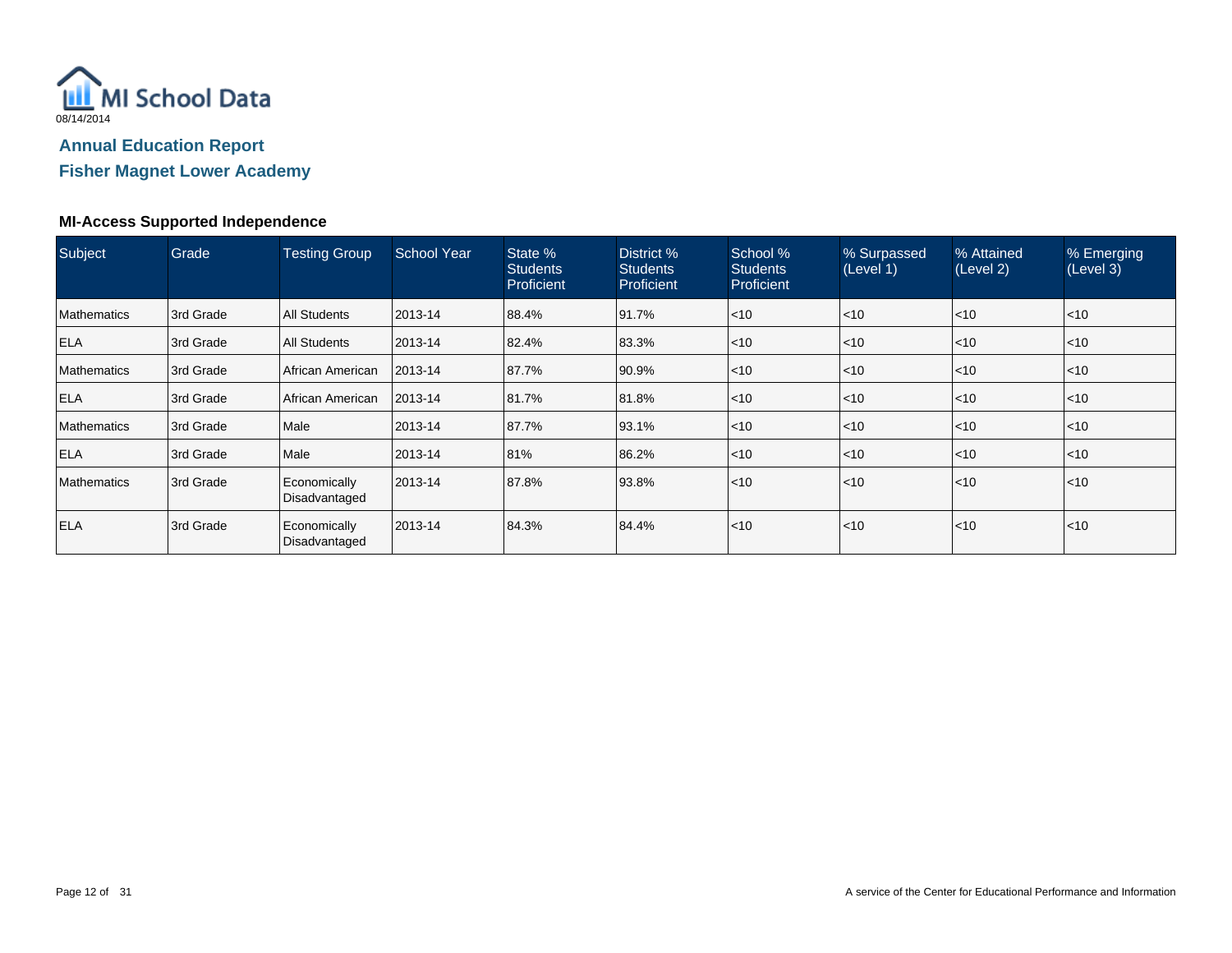MI School Data

08/14/2014

## Annual Education Report

## Fisher Magnet Lower Academy

### MI-Access Supported Independence

| Subject | Grade | Testing Group | School Year | State % Students Proficient | District % Students Proficient | School % Students Proficient | % Surpassed (Level 1) | % Attained (Level 2) | % Emerging (Level 3) |
|---|---|---|---|---|---|---|---|---|---|
| Mathematics | 3rd Grade | All Students | 2013-14 | 88.4% | 91.7% | <10 | <10 | <10 | <10 |
| ELA | 3rd Grade | All Students | 2013-14 | 82.4% | 83.3% | <10 | <10 | <10 | <10 |
| Mathematics | 3rd Grade | African American | 2013-14 | 87.7% | 90.9% | <10 | <10 | <10 | <10 |
| ELA | 3rd Grade | African American | 2013-14 | 81.7% | 81.8% | <10 | <10 | <10 | <10 |
| Mathematics | 3rd Grade | Male | 2013-14 | 87.7% | 93.1% | <10 | <10 | <10 | <10 |
| ELA | 3rd Grade | Male | 2013-14 | 81% | 86.2% | <10 | <10 | <10 | <10 |
| Mathematics | 3rd Grade | Economically Disadvantaged | 2013-14 | 87.8% | 93.8% | <10 | <10 | <10 | <10 |
| ELA | 3rd Grade | Economically Disadvantaged | 2013-14 | 84.3% | 84.4% | <10 | <10 | <10 | <10 |

A service of the Center for Educational Performance and Information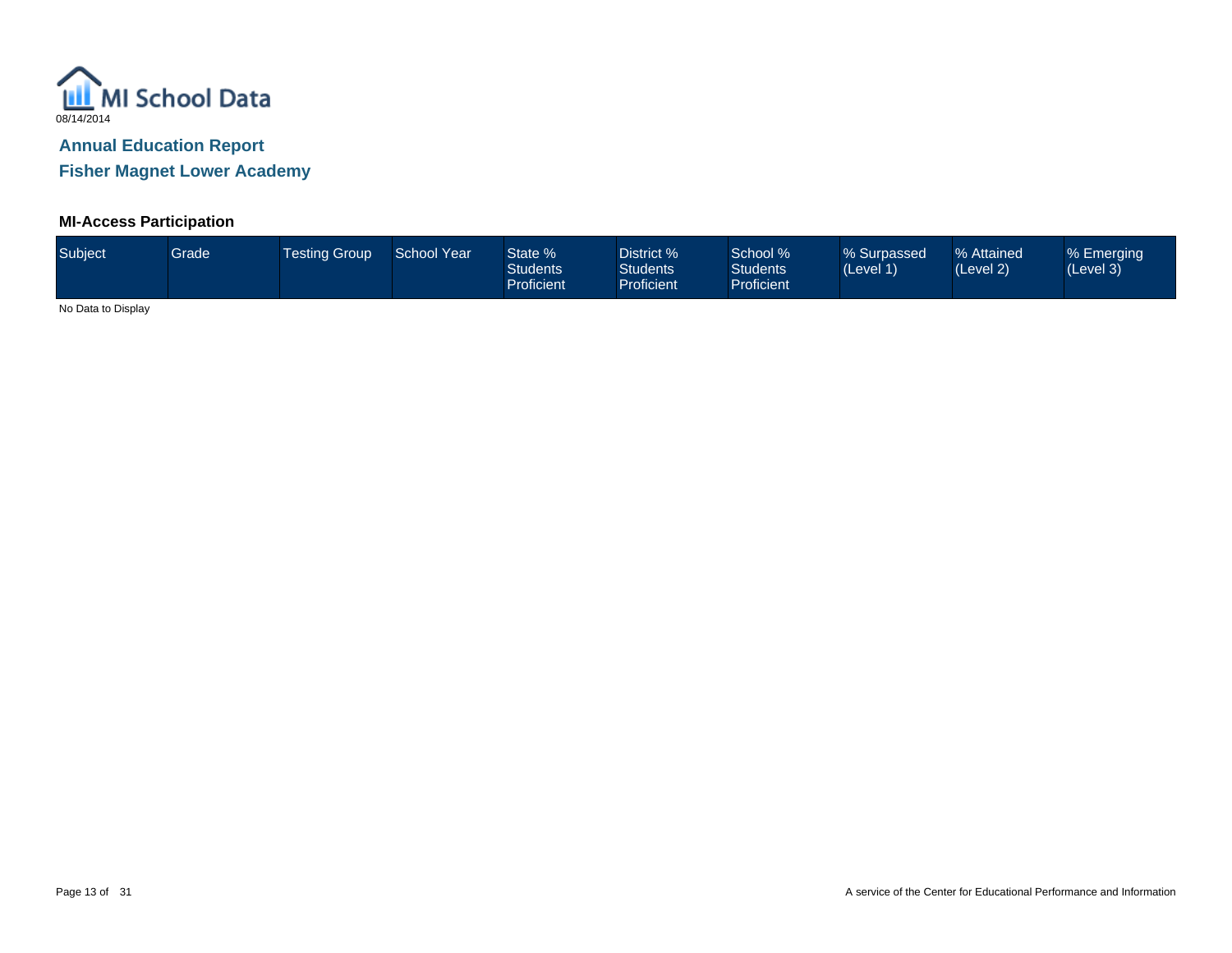MI School Data

08/14/2014

## Annual Education Report

## Fisher Magnet Lower Academy

### MI-Access Participation

| Subject | Grade | Testing Group | School Year | State % Students Proficient | District % Students Proficient | School % Students Proficient | % Surpassed (Level 1) | % Attained (Level 2) | % Emerging (Level 3) |
|---|---|---|---|---|---|---|---|---|---|

No Data to Display

A service of the Center for Educational Performance and Information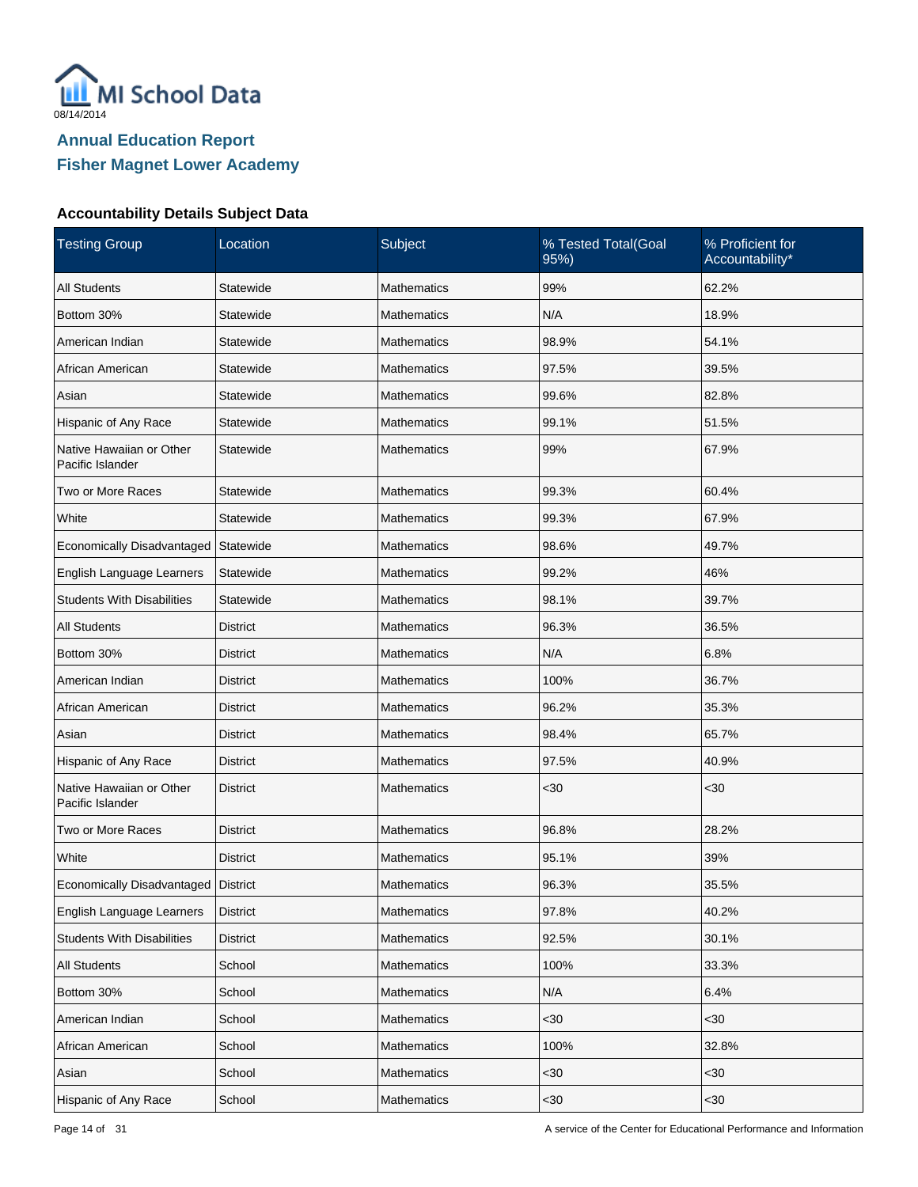MI School Data

08/14/2014

## Annual Education Report

## Fisher Magnet Lower Academy

### Accountability Details Subject Data

| Testing Group | Location | Subject | % Tested Total(Goal 95%) | % Proficient for Accountability* |
|---|---|---|---|---|
| All Students | Statewide | Mathematics | 99% | 62.2% |
| Bottom 30% | Statewide | Mathematics | N/A | 18.9% |
| American Indian | Statewide | Mathematics | 98.9% | 54.1% |
| African American | Statewide | Mathematics | 97.5% | 39.5% |
| Asian | Statewide | Mathematics | 99.6% | 82.8% |
| Hispanic of Any Race | Statewide | Mathematics | 99.1% | 51.5% |
| Native Hawaiian or Other Pacific Islander | Statewide | Mathematics | 99% | 67.9% |
| Two or More Races | Statewide | Mathematics | 99.3% | 60.4% |
| White | Statewide | Mathematics | 99.3% | 67.9% |
| Economically Disadvantaged | Statewide | Mathematics | 98.6% | 49.7% |
| English Language Learners | Statewide | Mathematics | 99.2% | 46% |
| Students With Disabilities | Statewide | Mathematics | 98.1% | 39.7% |
| All Students | District | Mathematics | 96.3% | 36.5% |
| Bottom 30% | District | Mathematics | N/A | 6.8% |
| American Indian | District | Mathematics | 100% | 36.7% |
| African American | District | Mathematics | 96.2% | 35.3% |
| Asian | District | Mathematics | 98.4% | 65.7% |
| Hispanic of Any Race | District | Mathematics | 97.5% | 40.9% |
| Native Hawaiian or Other Pacific Islander | District | Mathematics | <30 | <30 |
| Two or More Races | District | Mathematics | 96.8% | 28.2% |
| White | District | Mathematics | 95.1% | 39% |
| Economically Disadvantaged | District | Mathematics | 96.3% | 35.5% |
| English Language Learners | District | Mathematics | 97.8% | 40.2% |
| Students With Disabilities | District | Mathematics | 92.5% | 30.1% |
| All Students | School | Mathematics | 100% | 33.3% |
| Bottom 30% | School | Mathematics | N/A | 6.4% |
| American Indian | School | Mathematics | <30 | <30 |
| African American | School | Mathematics | 100% | 32.8% |
| Asian | School | Mathematics | <30 | <30 |
| Hispanic of Any Race | School | Mathematics | <30 | <30 |

A service of the Center for Educational Performance and Information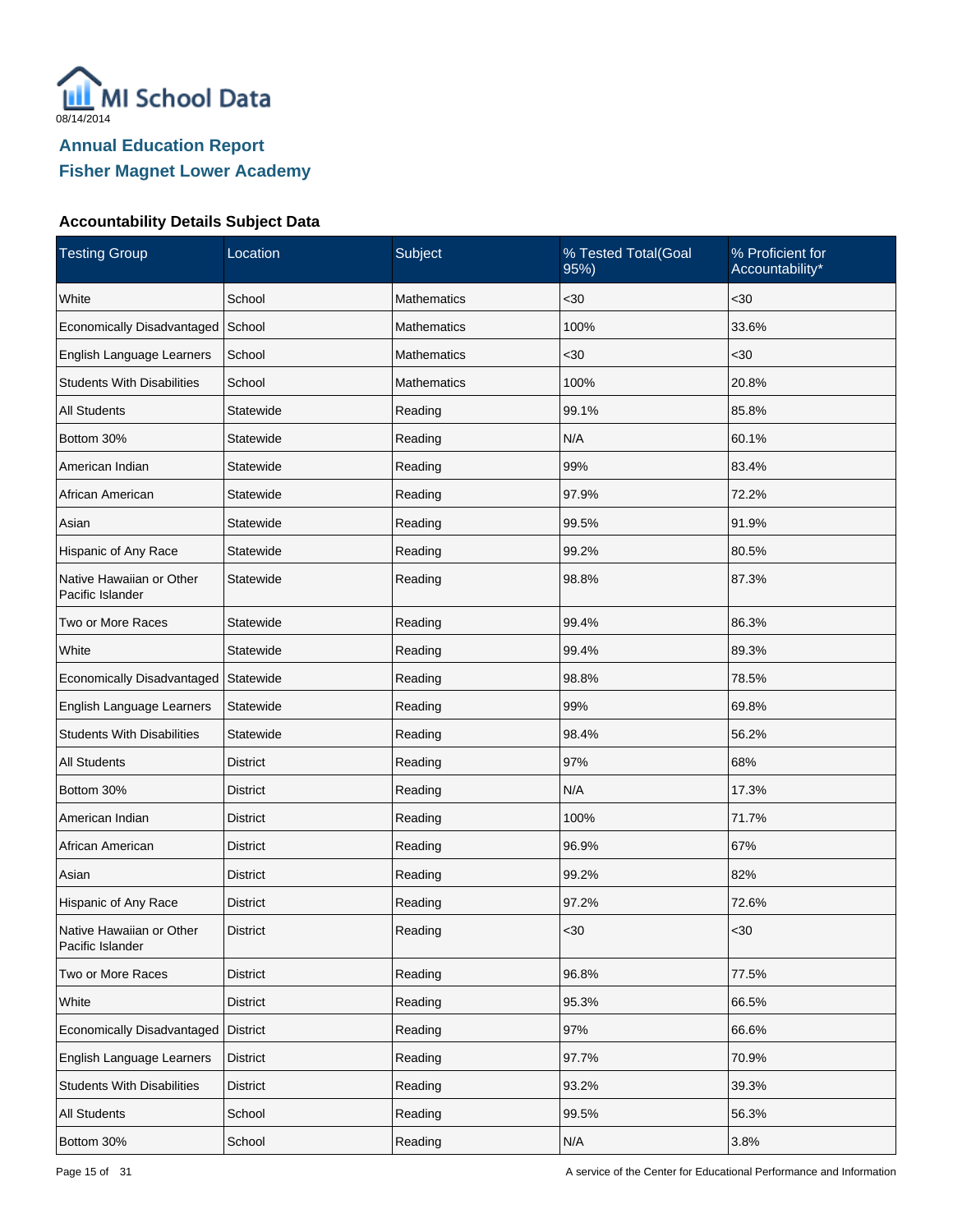MI School Data

08/14/2014

## Annual Education Report

## Fisher Magnet Lower Academy

### Accountability Details Subject Data

| Testing Group | Location | Subject | % Tested Total(Goal 95%) | % Proficient for Accountability* |
|---|---|---|---|---|
| White | School | Mathematics | <30 | <30 |
| Economically Disadvantaged | School | Mathematics | 100% | 33.6% |
| English Language Learners | School | Mathematics | <30 | <30 |
| Students With Disabilities | School | Mathematics | 100% | 20.8% |
| All Students | Statewide | Reading | 99.1% | 85.8% |
| Bottom 30% | Statewide | Reading | N/A | 60.1% |
| American Indian | Statewide | Reading | 99% | 83.4% |
| African American | Statewide | Reading | 97.9% | 72.2% |
| Asian | Statewide | Reading | 99.5% | 91.9% |
| Hispanic of Any Race | Statewide | Reading | 99.2% | 80.5% |
| Native Hawaiian or Other Pacific Islander | Statewide | Reading | 98.8% | 87.3% |
| Two or More Races | Statewide | Reading | 99.4% | 86.3% |
| White | Statewide | Reading | 99.4% | 89.3% |
| Economically Disadvantaged | Statewide | Reading | 98.8% | 78.5% |
| English Language Learners | Statewide | Reading | 99% | 69.8% |
| Students With Disabilities | Statewide | Reading | 98.4% | 56.2% |
| All Students | District | Reading | 97% | 68% |
| Bottom 30% | District | Reading | N/A | 17.3% |
| American Indian | District | Reading | 100% | 71.7% |
| African American | District | Reading | 96.9% | 67% |
| Asian | District | Reading | 99.2% | 82% |
| Hispanic of Any Race | District | Reading | 97.2% | 72.6% |
| Native Hawaiian or Other Pacific Islander | District | Reading | <30 | <30 |
| Two or More Races | District | Reading | 96.8% | 77.5% |
| White | District | Reading | 95.3% | 66.5% |
| Economically Disadvantaged | District | Reading | 97% | 66.6% |
| English Language Learners | District | Reading | 97.7% | 70.9% |
| Students With Disabilities | District | Reading | 93.2% | 39.3% |
| All Students | School | Reading | 99.5% | 56.3% |
| Bottom 30% | School | Reading | N/A | 3.8% |

A service of the Center for Educational Performance and Information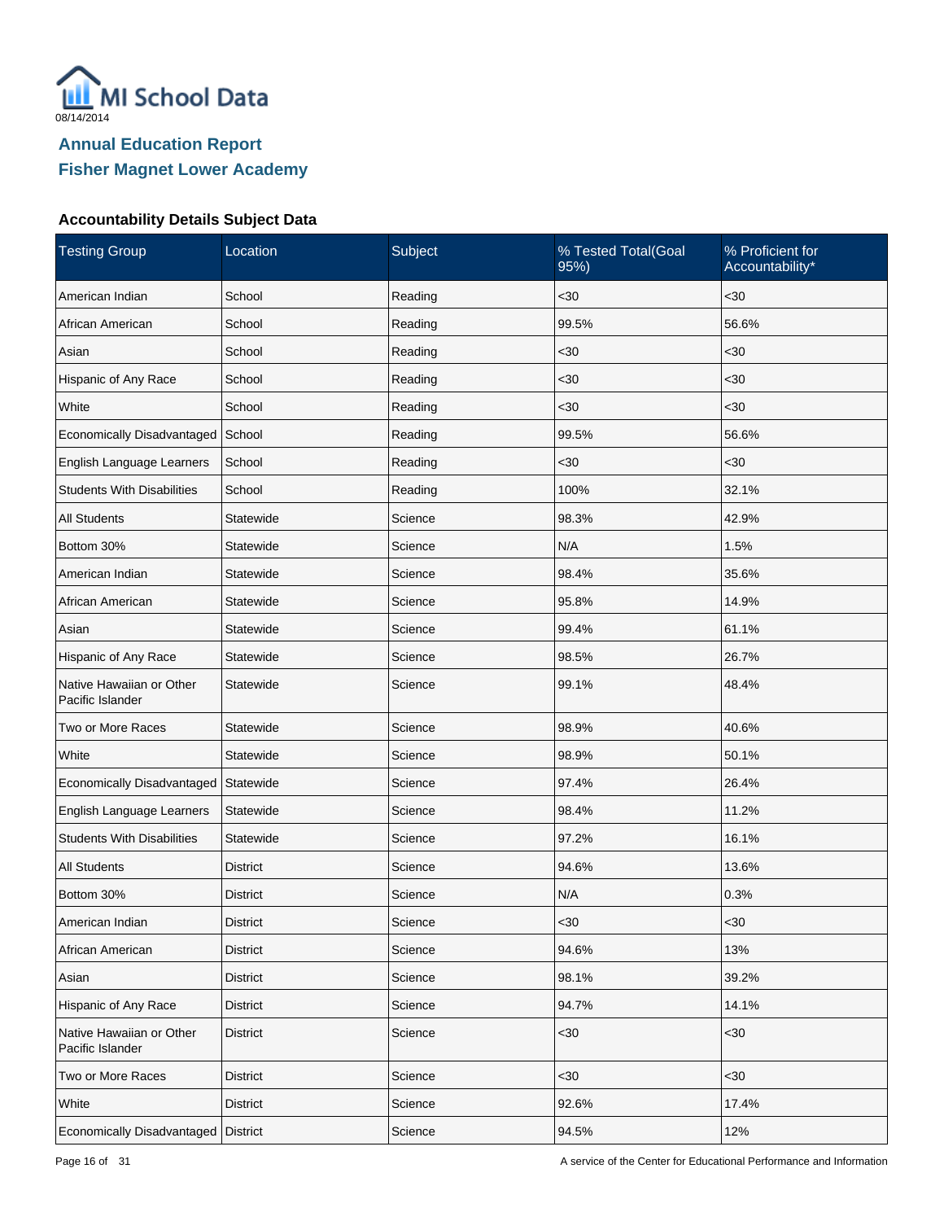MI School Data

08/14/2014

## Annual Education Report

## Fisher Magnet Lower Academy

### Accountability Details Subject Data

| Testing Group | Location | Subject | % Tested Total(Goal 95%) | % Proficient for Accountability* |
|---|---|---|---|---|
| American Indian | School | Reading | <30 | <30 |
| African American | School | Reading | 99.5% | 56.6% |
| Asian | School | Reading | <30 | <30 |
| Hispanic of Any Race | School | Reading | <30 | <30 |
| White | School | Reading | <30 | <30 |
| Economically Disadvantaged | School | Reading | 99.5% | 56.6% |
| English Language Learners | School | Reading | <30 | <30 |
| Students With Disabilities | School | Reading | 100% | 32.1% |
| All Students | Statewide | Science | 98.3% | 42.9% |
| Bottom 30% | Statewide | Science | N/A | 1.5% |
| American Indian | Statewide | Science | 98.4% | 35.6% |
| African American | Statewide | Science | 95.8% | 14.9% |
| Asian | Statewide | Science | 99.4% | 61.1% |
| Hispanic of Any Race | Statewide | Science | 98.5% | 26.7% |
| Native Hawaiian or Other Pacific Islander | Statewide | Science | 99.1% | 48.4% |
| Two or More Races | Statewide | Science | 98.9% | 40.6% |
| White | Statewide | Science | 98.9% | 50.1% |
| Economically Disadvantaged | Statewide | Science | 97.4% | 26.4% |
| English Language Learners | Statewide | Science | 98.4% | 11.2% |
| Students With Disabilities | Statewide | Science | 97.2% | 16.1% |
| All Students | District | Science | 94.6% | 13.6% |
| Bottom 30% | District | Science | N/A | 0.3% |
| American Indian | District | Science | <30 | <30 |
| African American | District | Science | 94.6% | 13% |
| Asian | District | Science | 98.1% | 39.2% |
| Hispanic of Any Race | District | Science | 94.7% | 14.1% |
| Native Hawaiian or Other Pacific Islander | District | Science | <30 | <30 |
| Two or More Races | District | Science | <30 | <30 |
| White | District | Science | 92.6% | 17.4% |
| Economically Disadvantaged | District | Science | 94.5% | 12% |

A service of the Center for Educational Performance and Information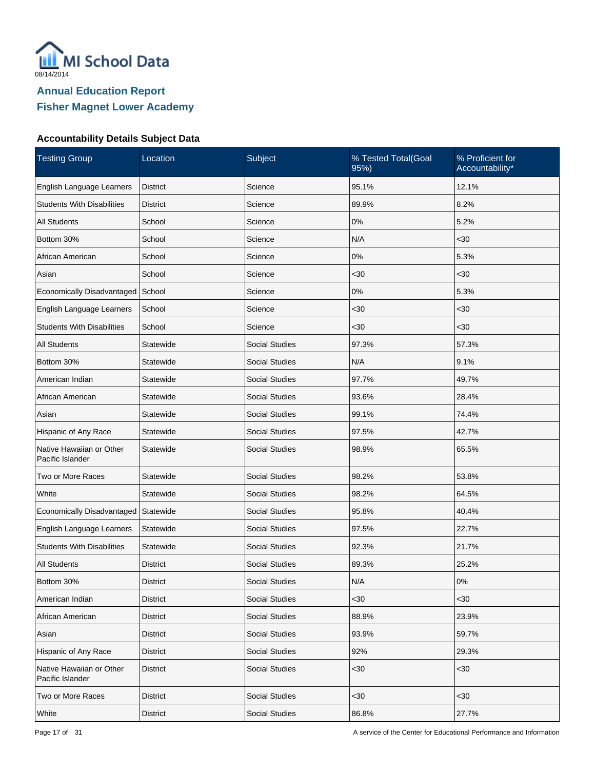MI School Data

08/14/2014

## Annual Education Report
## Fisher Magnet Lower Academy

### Accountability Details Subject Data

| Testing Group | Location | Subject | % Tested Total(Goal 95%) | % Proficient for Accountability* |
|---|---|---|---|---|
| English Language Learners | District | Science | 95.1% | 12.1% |
| Students With Disabilities | District | Science | 89.9% | 8.2% |
| All Students | School | Science | 0% | 5.2% |
| Bottom 30% | School | Science | N/A | <30 |
| African American | School | Science | 0% | 5.3% |
| Asian | School | Science | <30 | <30 |
| Economically Disadvantaged | School | Science | 0% | 5.3% |
| English Language Learners | School | Science | <30 | <30 |
| Students With Disabilities | School | Science | <30 | <30 |
| All Students | Statewide | Social Studies | 97.3% | 57.3% |
| Bottom 30% | Statewide | Social Studies | N/A | 9.1% |
| American Indian | Statewide | Social Studies | 97.7% | 49.7% |
| African American | Statewide | Social Studies | 93.6% | 28.4% |
| Asian | Statewide | Social Studies | 99.1% | 74.4% |
| Hispanic of Any Race | Statewide | Social Studies | 97.5% | 42.7% |
| Native Hawaiian or Other Pacific Islander | Statewide | Social Studies | 98.9% | 65.5% |
| Two or More Races | Statewide | Social Studies | 98.2% | 53.8% |
| White | Statewide | Social Studies | 98.2% | 64.5% |
| Economically Disadvantaged | Statewide | Social Studies | 95.8% | 40.4% |
| English Language Learners | Statewide | Social Studies | 97.5% | 22.7% |
| Students With Disabilities | Statewide | Social Studies | 92.3% | 21.7% |
| All Students | District | Social Studies | 89.3% | 25.2% |
| Bottom 30% | District | Social Studies | N/A | 0% |
| American Indian | District | Social Studies | <30 | <30 |
| African American | District | Social Studies | 88.9% | 23.9% |
| Asian | District | Social Studies | 93.9% | 59.7% |
| Hispanic of Any Race | District | Social Studies | 92% | 29.3% |
| Native Hawaiian or Other Pacific Islander | District | Social Studies | <30 | <30 |
| Two or More Races | District | Social Studies | <30 | <30 |
| White | District | Social Studies | 86.8% | 27.7% |

A service of the Center for Educational Performance and Information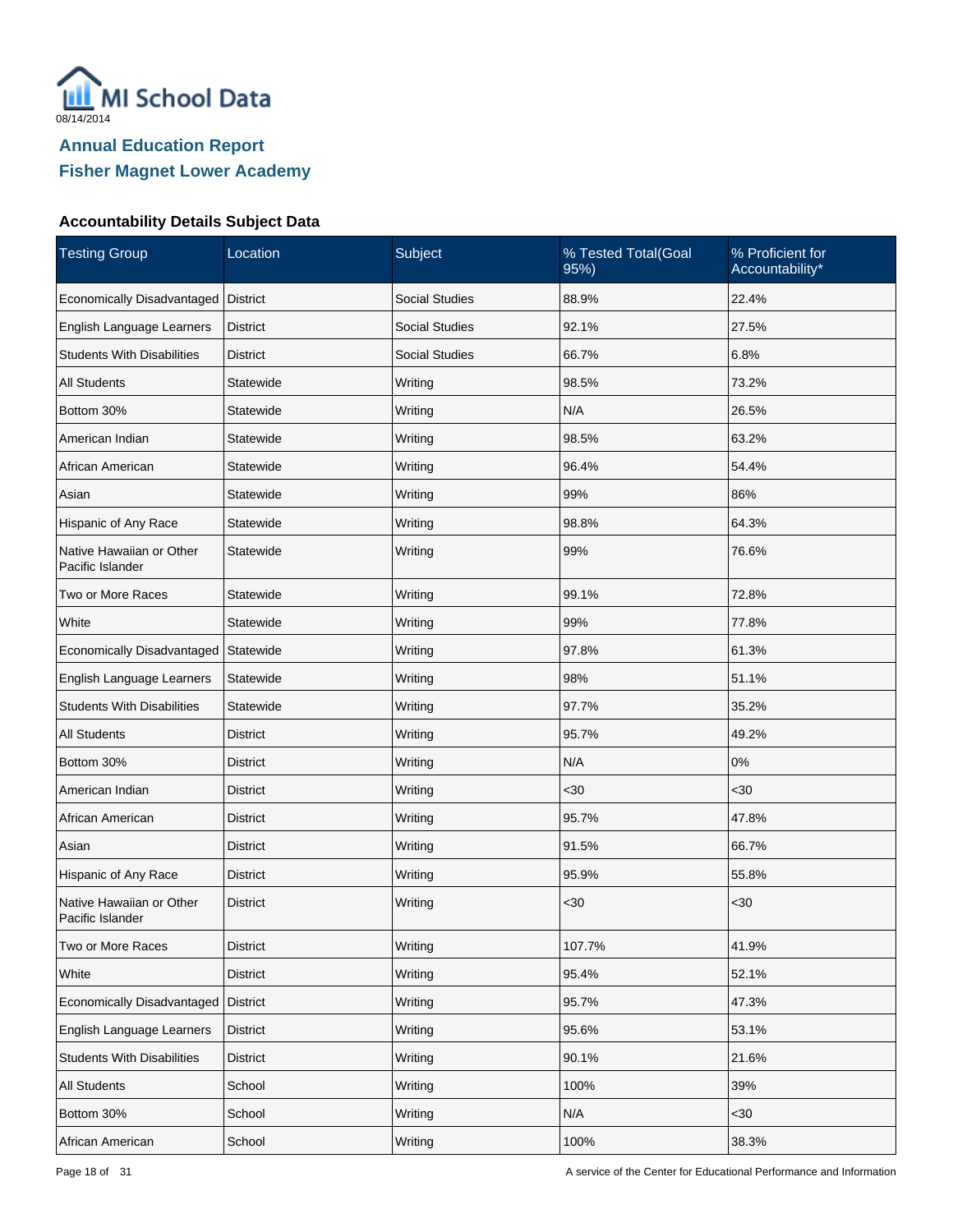08/14/2014

## Annual Education Report
## Fisher Magnet Lower Academy

### Accountability Details Subject Data

| Testing Group | Location | Subject | % Tested Total(Goal 95%) | % Proficient for Accountability* |
|---|---|---|---|---|
| Economically Disadvantaged | District | Social Studies | 88.9% | 22.4% |
| English Language Learners | District | Social Studies | 92.1% | 27.5% |
| Students With Disabilities | District | Social Studies | 66.7% | 6.8% |
| All Students | Statewide | Writing | 98.5% | 73.2% |
| Bottom 30% | Statewide | Writing | N/A | 26.5% |
| American Indian | Statewide | Writing | 98.5% | 63.2% |
| African American | Statewide | Writing | 96.4% | 54.4% |
| Asian | Statewide | Writing | 99% | 86% |
| Hispanic of Any Race | Statewide | Writing | 98.8% | 64.3% |
| Native Hawaiian or Other Pacific Islander | Statewide | Writing | 99% | 76.6% |
| Two or More Races | Statewide | Writing | 99.1% | 72.8% |
| White | Statewide | Writing | 99% | 77.8% |
| Economically Disadvantaged | Statewide | Writing | 97.8% | 61.3% |
| English Language Learners | Statewide | Writing | 98% | 51.1% |
| Students With Disabilities | Statewide | Writing | 97.7% | 35.2% |
| All Students | District | Writing | 95.7% | 49.2% |
| Bottom 30% | District | Writing | N/A | 0% |
| American Indian | District | Writing | <30 | <30 |
| African American | District | Writing | 95.7% | 47.8% |
| Asian | District | Writing | 91.5% | 66.7% |
| Hispanic of Any Race | District | Writing | 95.9% | 55.8% |
| Native Hawaiian or Other Pacific Islander | District | Writing | <30 | <30 |
| Two or More Races | District | Writing | 107.7% | 41.9% |
| White | District | Writing | 95.4% | 52.1% |
| Economically Disadvantaged | District | Writing | 95.7% | 47.3% |
| English Language Learners | District | Writing | 95.6% | 53.1% |
| Students With Disabilities | District | Writing | 90.1% | 21.6% |
| All Students | School | Writing | 100% | 39% |
| Bottom 30% | School | Writing | N/A | <30 |
| African American | School | Writing | 100% | 38.3% |

A service of the Center for Educational Performance and Information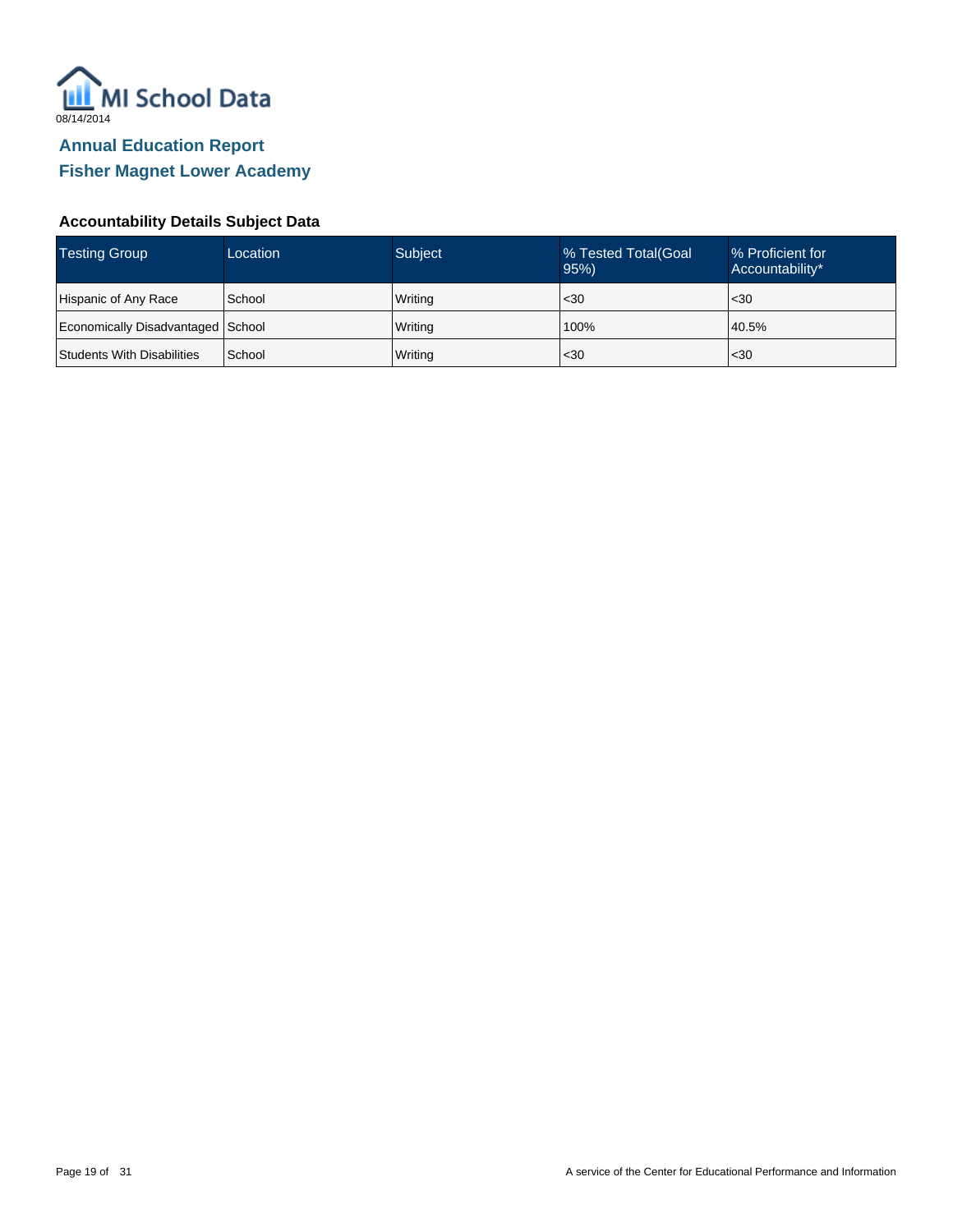# Annual Education Report

## Fisher Magnet Lower Academy

### Accountability Details Subject Data

| Testing Group | Location | Subject | % Tested Total(Goal 95%) | % Proficient for Accountability* |
|---|---|---|---|---|
| Hispanic of Any Race | School | Writing | <30 | <30 |
| Economically Disadvantaged | School | Writing | 100% | 40.5% |
| Students With Disabilities | School | Writing | <30 | <30 |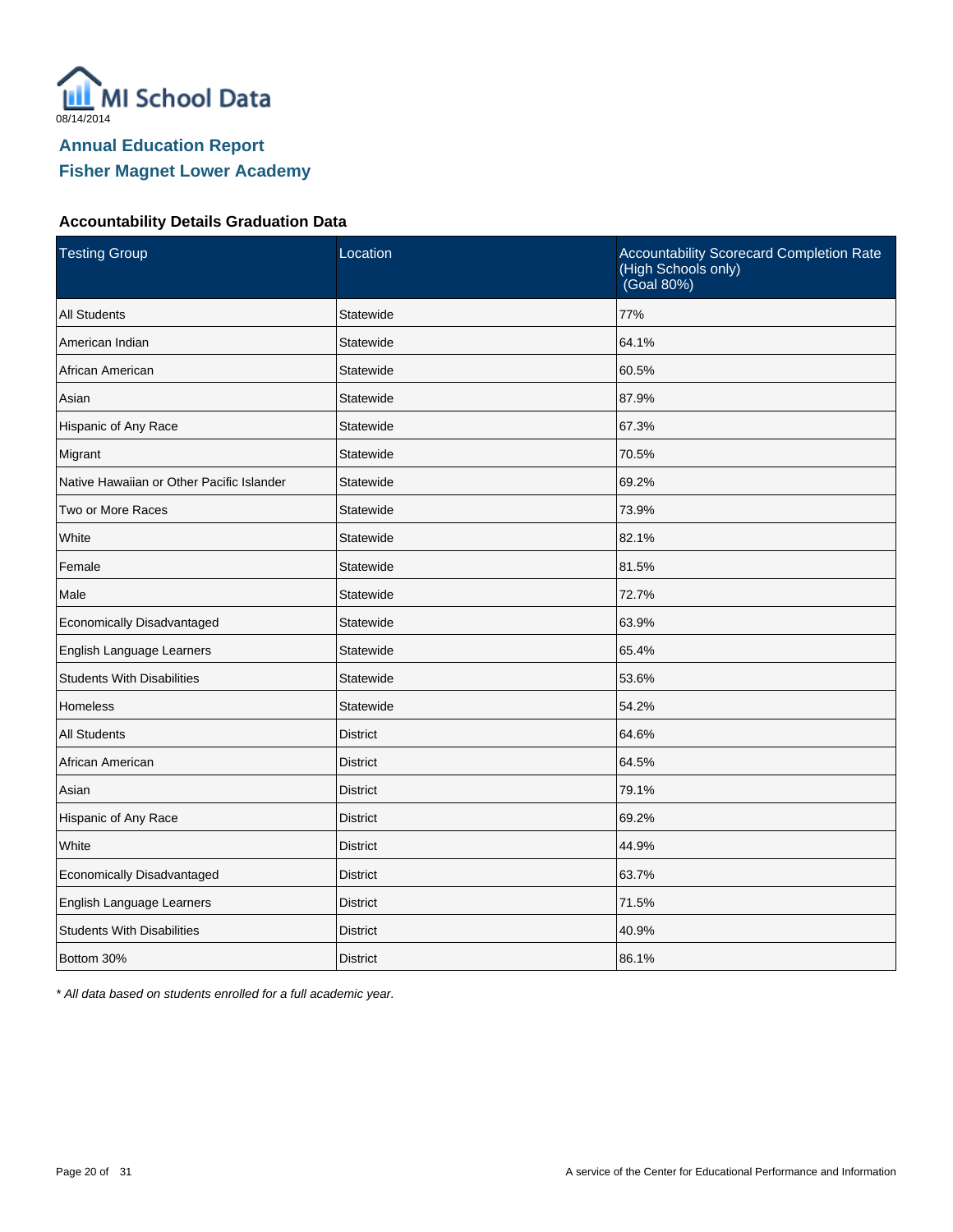MI School Data

08/14/2014

## Annual Education Report

## Fisher Magnet Lower Academy

### Accountability Details Graduation Data

| Testing Group | Location | Accountability Scorecard Completion Rate (High Schools only) (Goal 80%) |
|---|---|---|
| All Students | Statewide | 77% |
| American Indian | Statewide | 64.1% |
| African American | Statewide | 60.5% |
| Asian | Statewide | 87.9% |
| Hispanic of Any Race | Statewide | 67.3% |
| Migrant | Statewide | 70.5% |
| Native Hawaiian or Other Pacific Islander | Statewide | 69.2% |
| Two or More Races | Statewide | 73.9% |
| White | Statewide | 82.1% |
| Female | Statewide | 81.5% |
| Male | Statewide | 72.7% |
| Economically Disadvantaged | Statewide | 63.9% |
| English Language Learners | Statewide | 65.4% |
| Students With Disabilities | Statewide | 53.6% |
| Homeless | Statewide | 54.2% |
| All Students | District | 64.6% |
| African American | District | 64.5% |
| Asian | District | 79.1% |
| Hispanic of Any Race | District | 69.2% |
| White | District | 44.9% |
| Economically Disadvantaged | District | 63.7% |
| English Language Learners | District | 71.5% |
| Students With Disabilities | District | 40.9% |
| Bottom 30% | District | 86.1% |

*\* All data based on students enrolled for a full academic year.*

A service of the Center for Educational Performance and Information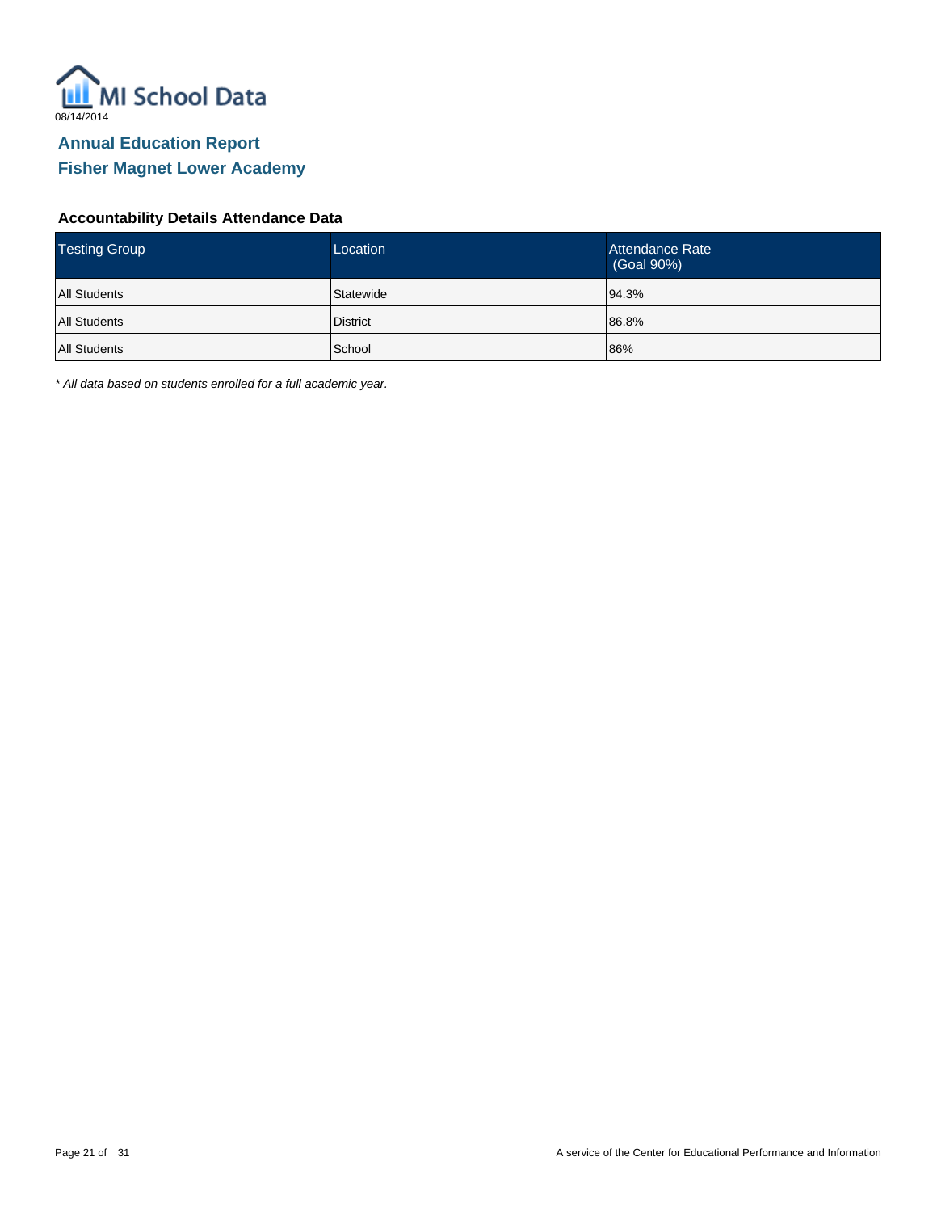MI School Data

08/14/2014

## Annual Education Report
## Fisher Magnet Lower Academy

### Accountability Details Attendance Data

| Testing Group | Location | Attendance Rate (Goal 90%) |
| --- | --- | --- |
| All Students | Statewide | 94.3% |
| All Students | District | 86.8% |
| All Students | School | 86% |

*\* All data based on students enrolled for a full academic year.*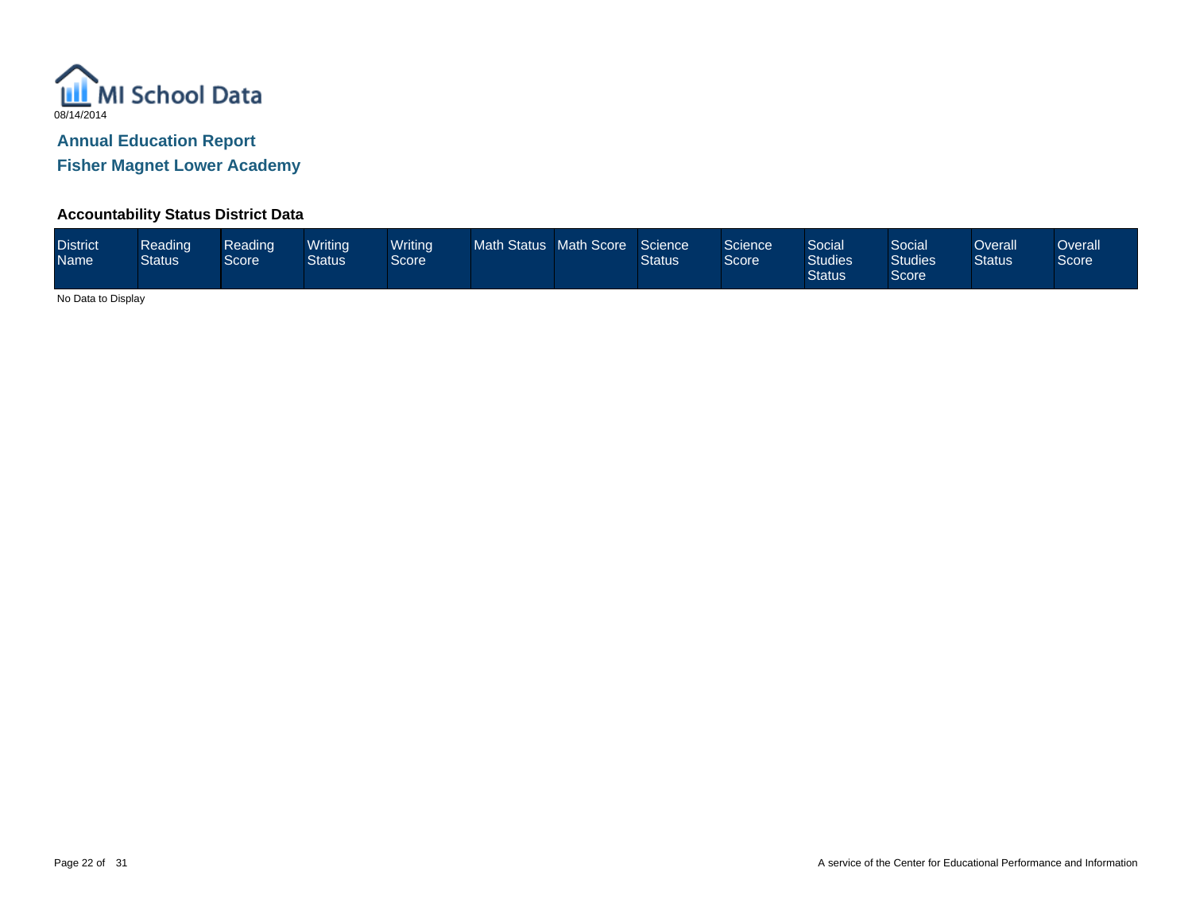MI School Data
08/14/2014

## Annual Education Report

## Fisher Magnet Lower Academy

### Accountability Status District Data

| District Name | Reading Status | Reading Score | Writing Status | Writing Score | Math Status | Math Score | Science Status | Science Score | Social Studies Status | Social Studies Score | Overall Status | Overall Score |
|---|---|---|---|---|---|---|---|---|---|---|---|---|

No Data to Display

A service of the Center for Educational Performance and Information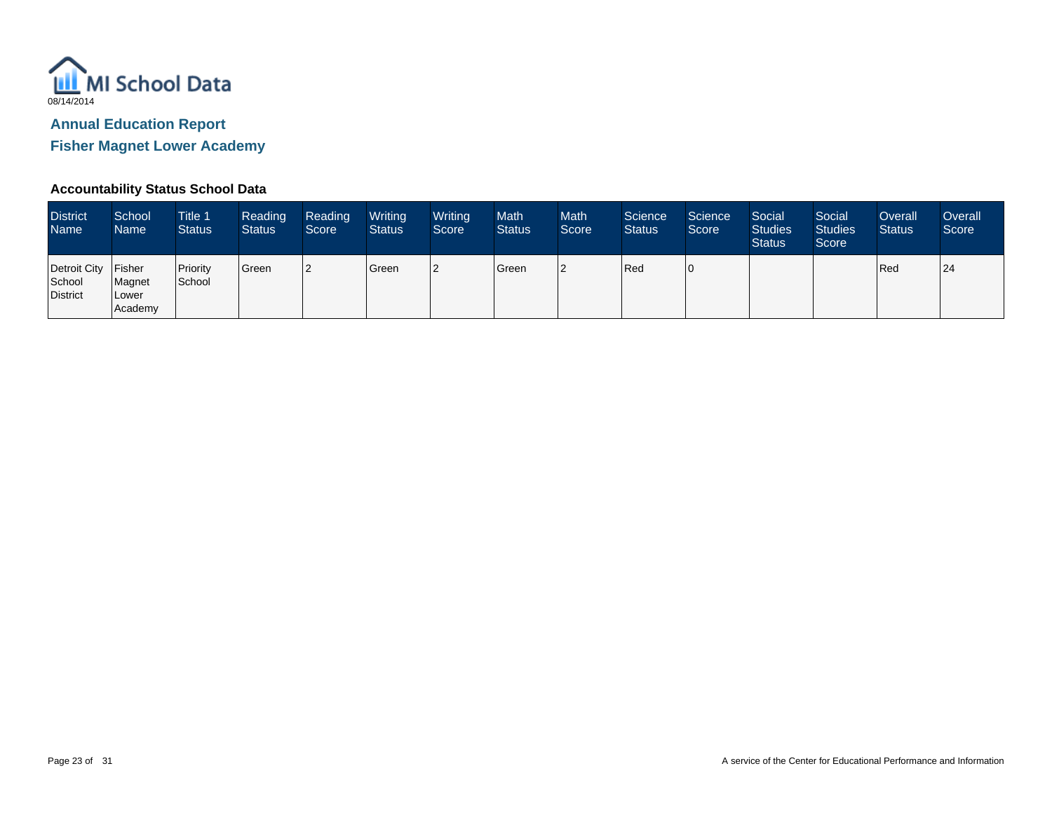MI School Data

08/14/2014

## Annual Education Report

## Fisher Magnet Lower Academy

### Accountability Status School Data

| District Name | School Name | Title 1 Status | Reading Status | Reading Score | Writing Status | Writing Score | Math Status | Math Score | Science Status | Science Score | Social Studies Status | Social Studies Score | Overall Status | Overall Score |
|---|---|---|---|---|---|---|---|---|---|---|---|---|---|---|
| Detroit City School District | Fisher Magnet Lower Academy | Priority School | Green | 2 | Green | 2 | Green | 2 | Red | 0 | | | Red | 24 |

A service of the Center for Educational Performance and Information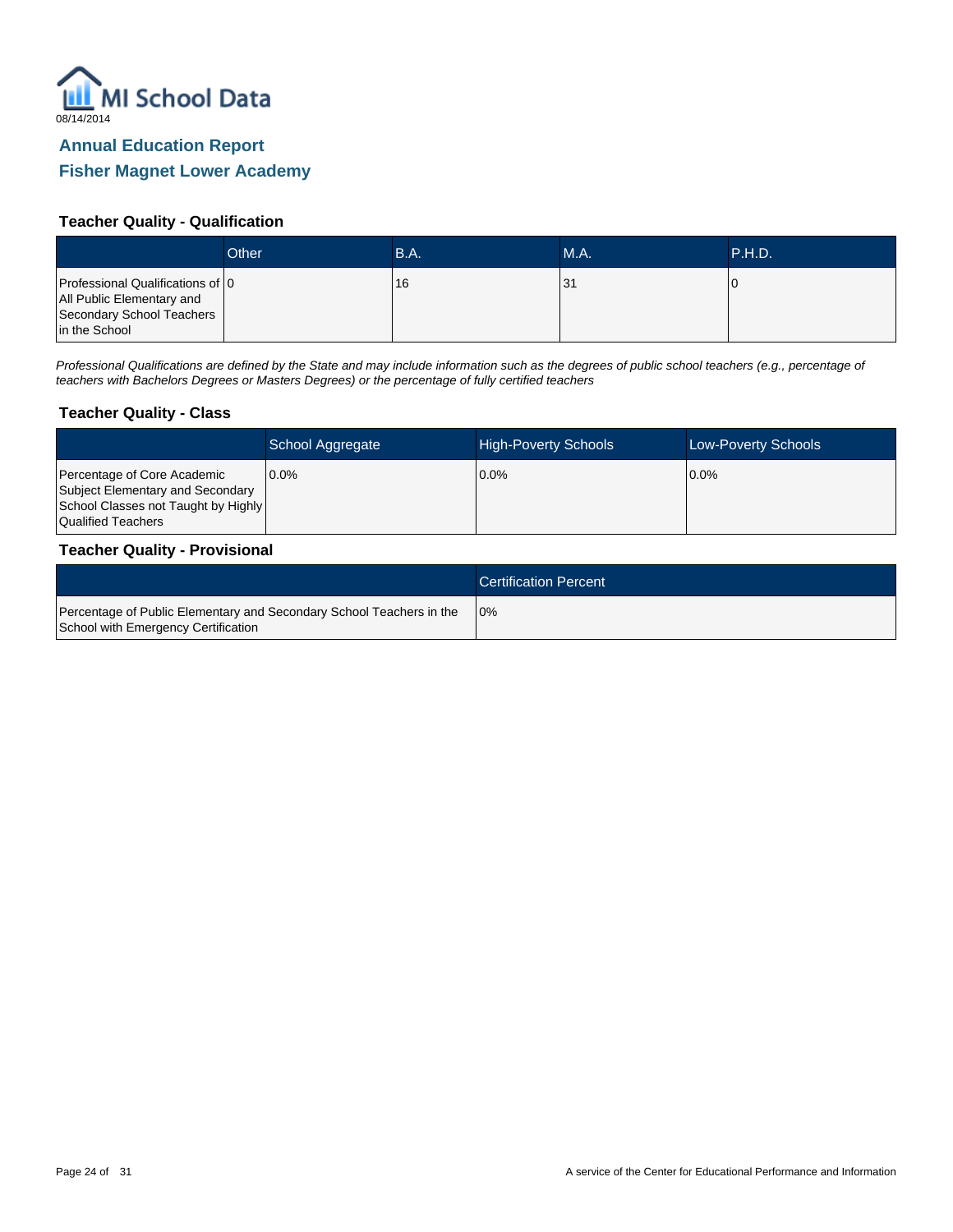08/14/2014

# Annual Education Report

## Fisher Magnet Lower Academy

### Teacher Quality - Qualification

| | Other | B.A. | M.A. | P.H.D. |
|---|---|---|---|---|
| Professional Qualifications of All Public Elementary and Secondary School Teachers in the School | 0 | 16 | 31 | 0 |

*Professional Qualifications are defined by the State and may include information such as the degrees of public school teachers (e.g., percentage of teachers with Bachelors Degrees or Masters Degrees) or the percentage of fully certified teachers*

### Teacher Quality - Class

| | School Aggregate | High-Poverty Schools | Low-Poverty Schools |
|---|---|---|---|
| Percentage of Core Academic Subject Elementary and Secondary School Classes not Taught by Highly Qualified Teachers | 0.0% | 0.0% | 0.0% |

### Teacher Quality - Provisional

| | Certification Percent |
|---|---|
| Percentage of Public Elementary and Secondary School Teachers in the School with Emergency Certification | 0% |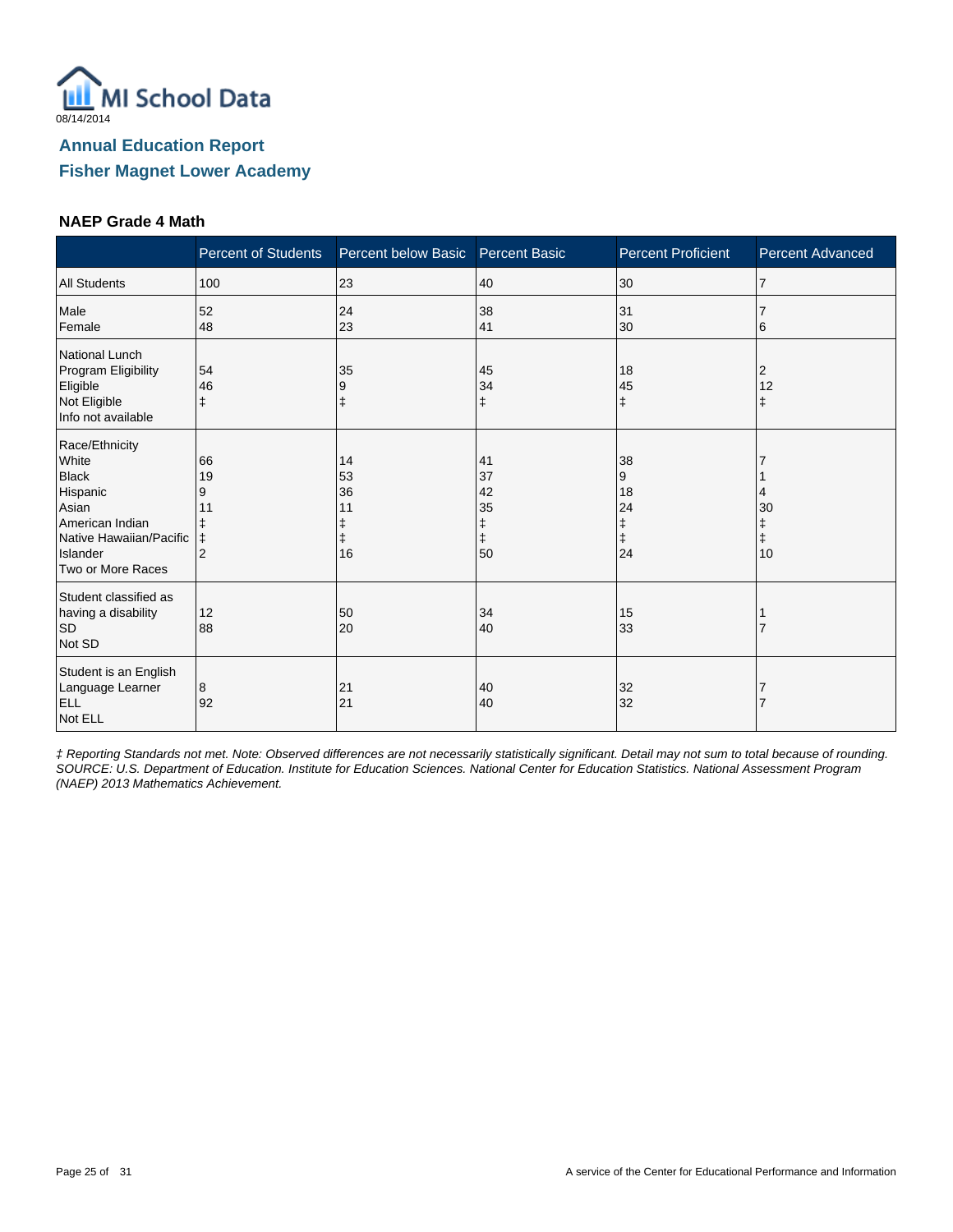MI School Data

08/14/2014

## Annual Education Report

## Fisher Magnet Lower Academy

### NAEP Grade 4 Math

| | Percent of Students | Percent below Basic | Percent Basic | Percent Proficient | Percent Advanced |
|---|---|---|---|---|---|
| All Students | 100 | 23 | 40 | 30 | 7 |
| Male | 52 | 24 | 38 | 31 | 7 |
| Female | 48 | 23 | 41 | 30 | 6 |
| National Lunch Program Eligibility | | | | | |
| Eligible | 54 | 35 | 45 | 18 | 2 |
| Not Eligible | 46 | 9 | 34 | 45 | 12 |
| Info not available | ‡ | ‡ | ‡ | ‡ | ‡ |
| Race/Ethnicity | | | | | |
| White | 66 | 14 | 41 | 38 | 7 |
| Black | 19 | 53 | 37 | 9 | 1 |
| Hispanic | 9 | 36 | 42 | 18 | 4 |
| Asian | 11 | 11 | 35 | 24 | 30 |
| American Indian | ‡ | ‡ | ‡ | ‡ | ‡ |
| Native Hawaiian/Pacific Islander | ‡ | ‡ | ‡ | ‡ | ‡ |
| Two or More Races | 2 | 16 | 50 | 24 | 10 |
| Student classified as having a disability | | | | | |
| SD | 12 | 50 | 34 | 15 | 1 |
| Not SD | 88 | 20 | 40 | 33 | 7 |
| Student is an English Language Learner | | | | | |
| ELL | 8 | 21 | 40 | 32 | 7 |
| Not ELL | 92 | 21 | 40 | 32 | 7 |

*‡ Reporting Standards not met. Note: Observed differences are not necessarily statistically significant. Detail may not sum to total because of rounding. SOURCE: U.S. Department of Education. Institute for Education Sciences. National Center for Education Statistics. National Assessment Program (NAEP) 2013 Mathematics Achievement.*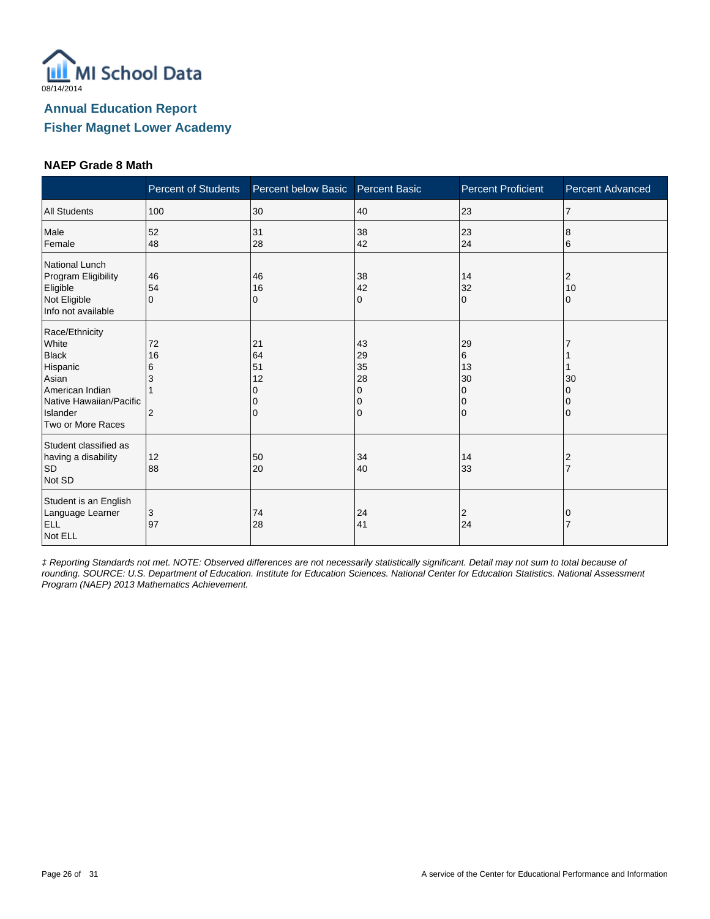08/14/2014

## Annual Education Report

## Fisher Magnet Lower Academy

### NAEP Grade 8 Math

| | Percent of Students | Percent below Basic | Percent Basic | Percent Proficient | Percent Advanced |
|---|---|---|---|---|---|
| All Students | 100 | 30 | 40 | 23 | 7 |
| Male | 52 | 31 | 38 | 23 | 8 |
| Female | 48 | 28 | 42 | 24 | 6 |
| National Lunch Program Eligibility | | | | | |
| Eligible | 46 | 46 | 38 | 14 | 2 |
| Not Eligible | 54 | 16 | 42 | 32 | 10 |
| Info not available | 0 | 0 | 0 | 0 | 0 |
| Race/Ethnicity | | | | | |
| White | 72 | 21 | 43 | 29 | 7 |
| Black | 16 | 64 | 29 | 6 | 1 |
| Hispanic | 6 | 51 | 35 | 13 | 1 |
| Asian | 3 | 12 | 28 | 30 | 30 |
| American Indian | 1 | 0 | 0 | 0 | 0 |
| Native Hawaiian/Pacific Islander | | 0 | 0 | 0 | 0 |
| Two or More Races | 2 | 0 | 0 | 0 | 0 |
| Student classified as having a disability | | | | | |
| SD | 12 | 50 | 34 | 14 | 2 |
| Not SD | 88 | 20 | 40 | 33 | 7 |
| Student is an English Language Learner | | | | | |
| ELL | 3 | 74 | 24 | 2 | 0 |
| Not ELL | 97 | 28 | 41 | 24 | 7 |

*‡ Reporting Standards not met. NOTE: Observed differences are not necessarily statistically significant. Detail may not sum to total because of rounding. SOURCE: U.S. Department of Education. Institute for Education Sciences. National Center for Education Statistics. National Assessment Program (NAEP) 2013 Mathematics Achievement.*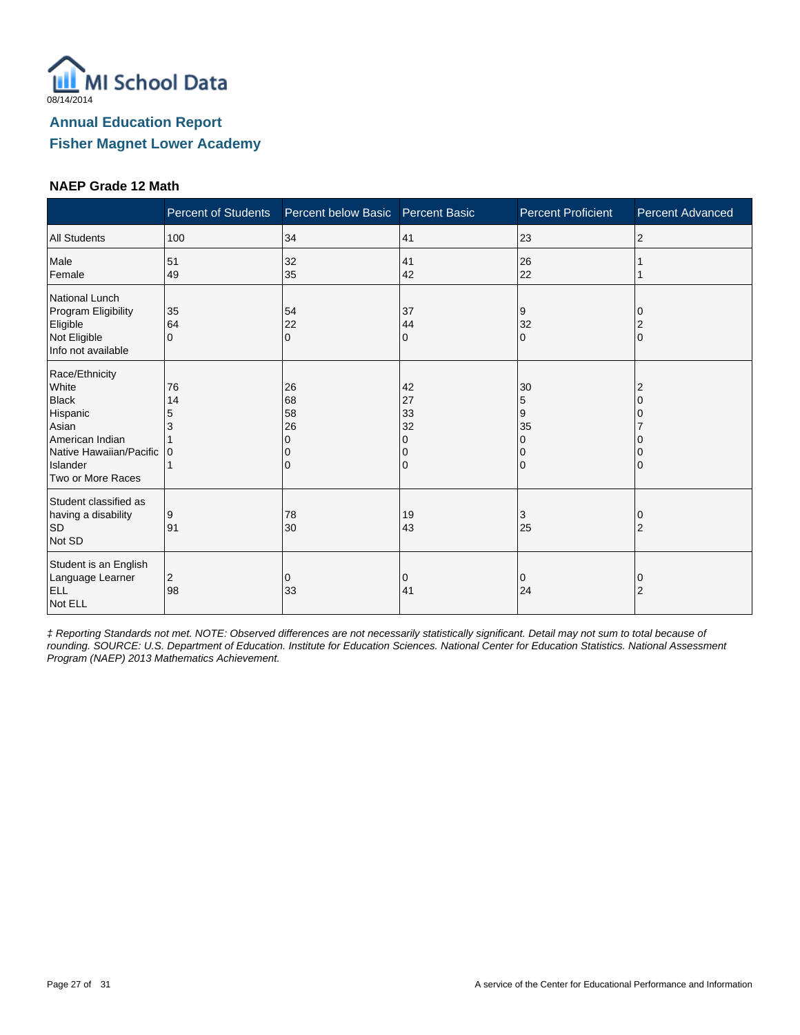MI School Data
08/14/2014

## Annual Education Report
## Fisher Magnet Lower Academy

### NAEP Grade 12 Math

| | Percent of Students | Percent below Basic | Percent Basic | Percent Proficient | Percent Advanced |
|---|---|---|---|---|---|
| All Students | 100 | 34 | 41 | 23 | 2 |
| Male | 51 | 32 | 41 | 26 | 1 |
| Female | 49 | 35 | 42 | 22 | 1 |
| National Lunch Program Eligibility | | | | | |
| Eligible | 35 | 54 | 37 | 9 | 0 |
| Not Eligible | 64 | 22 | 44 | 32 | 2 |
| Info not available | 0 | 0 | 0 | 0 | 0 |
| Race/Ethnicity | | | | | |
| White | 76 | 26 | 42 | 30 | 2 |
| Black | 14 | 68 | 27 | 5 | 0 |
| Hispanic | 5 | 58 | 33 | 9 | 0 |
| Asian | 3 | 26 | 32 | 35 | 7 |
| American Indian | 1 | 0 | 0 | 0 | 0 |
| Native Hawaiian/Pacific Islander | 0 | 0 | 0 | 0 | 0 |
| Two or More Races | 1 | 0 | 0 | 0 | 0 |
| Student classified as having a disability | | | | | |
| SD | 9 | 78 | 19 | 3 | 0 |
| Not SD | 91 | 30 | 43 | 25 | 2 |
| Student is an English Language Learner | | | | | |
| ELL | 2 | 0 | 0 | 0 | 0 |
| Not ELL | 98 | 33 | 41 | 24 | 2 |

*‡ Reporting Standards not met. NOTE: Observed differences are not necessarily statistically significant. Detail may not sum to total because of rounding. SOURCE: U.S. Department of Education. Institute for Education Sciences. National Center for Education Statistics. National Assessment Program (NAEP) 2013 Mathematics Achievement.*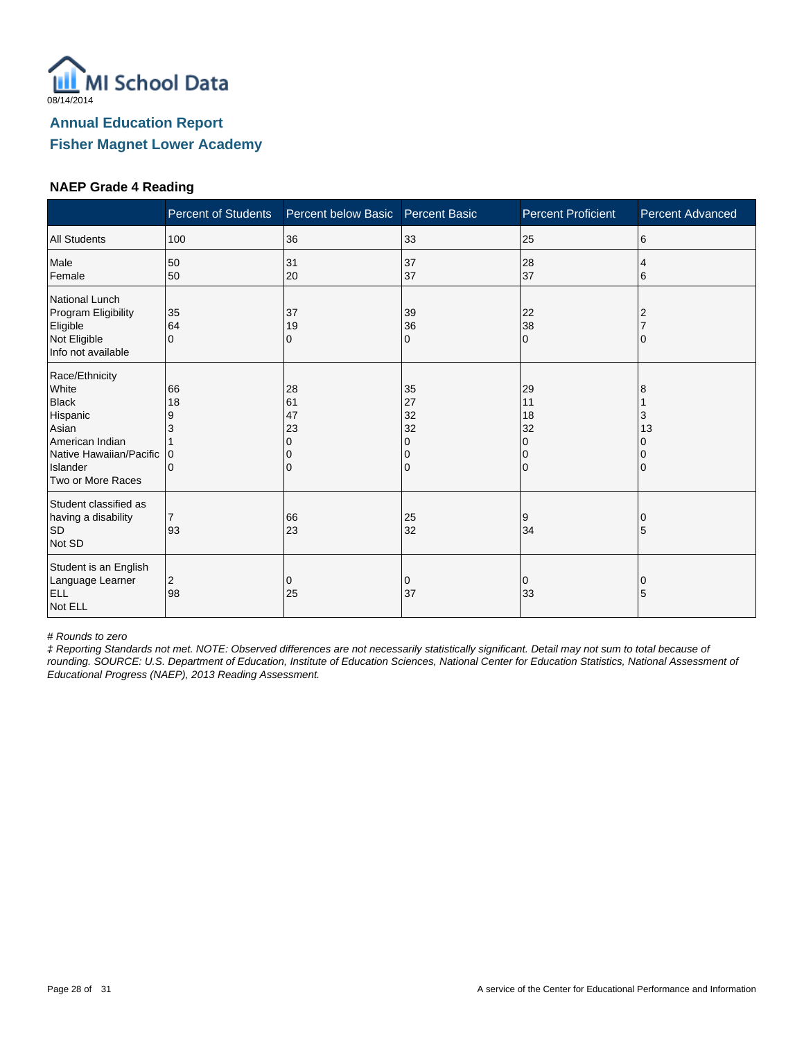MI School Data

08/14/2014

## Annual Education Report

## Fisher Magnet Lower Academy

### NAEP Grade 4 Reading

| | Percent of Students | Percent below Basic | Percent Basic | Percent Proficient | Percent Advanced |
|---|---|---|---|---|---|
| All Students | 100 | 36 | 33 | 25 | 6 |
| Male<br>Female | 50<br>50 | 31<br>20 | 37<br>37 | 28<br>37 | 4<br>6 |
| National Lunch Program Eligibility<br>Eligible<br>Not Eligible<br>Info not available | 35<br>64<br>0 | 37<br>19<br>0 | 39<br>36<br>0 | 22<br>38<br>0 | 2<br>7<br>0 |
| Race/Ethnicity<br>White<br>Black<br>Hispanic<br>Asian<br>American Indian<br>Native Hawaiian/Pacific Islander<br>Two or More Races | 66<br>18<br>9<br>3<br>1<br>0<br>0 | 28<br>61<br>47<br>23<br>0<br>0<br>0 | 35<br>27<br>32<br>32<br>0<br>0<br>0 | 29<br>11<br>18<br>32<br>0<br>0<br>0 | 8<br>1<br>3<br>13<br>0<br>0<br>0 |
| Student classified as having a disability<br>SD<br>Not SD | 7<br>93 | 66<br>23 | 25<br>32 | 9<br>34 | 0<br>5 |
| Student is an English Language Learner<br>ELL<br>Not ELL | 2<br>98 | 0<br>25 | 0<br>37 | 0<br>33 | 0<br>5 |

*# Rounds to zero*

*‡ Reporting Standards not met. NOTE: Observed differences are not necessarily statistically significant. Detail may not sum to total because of rounding. SOURCE: U.S. Department of Education, Institute of Education Sciences, National Center for Education Statistics, National Assessment of Educational Progress (NAEP), 2013 Reading Assessment.*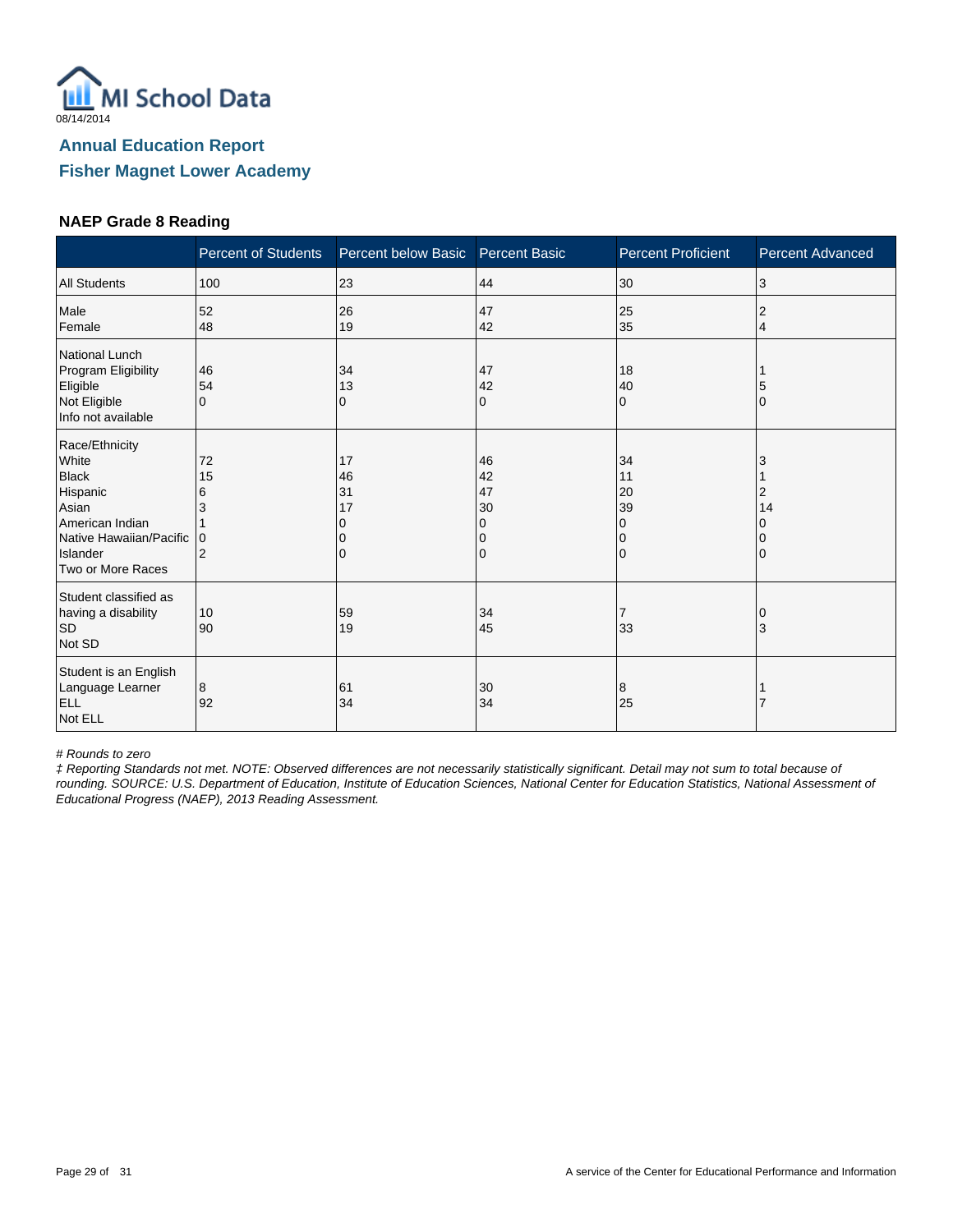MI School Data

08/14/2014

## Annual Education Report

## Fisher Magnet Lower Academy

### NAEP Grade 8 Reading

| | Percent of Students | Percent below Basic | Percent Basic | Percent Proficient | Percent Advanced |
|---|---|---|---|---|---|
| All Students | 100 | 23 | 44 | 30 | 3 |
| **Male** | 52 | 26 | 47 | 25 | 2 |
| **Female** | 48 | 19 | 42 | 35 | 4 |
| **National Lunch Program Eligibility** | | | | | |
| Eligible | 46 | 34 | 47 | 18 | 1 |
| Not Eligible | 54 | 13 | 42 | 40 | 5 |
| Info not available | 0 | 0 | 0 | 0 | 0 |
| **Race/Ethnicity** | | | | | |
| White | 72 | 17 | 46 | 34 | 3 |
| Black | 15 | 46 | 42 | 11 | 1 |
| Hispanic | 6 | 31 | 47 | 20 | 2 |
| Asian | 3 | 17 | 30 | 39 | 14 |
| American Indian | 1 | 0 | 0 | 0 | 0 |
| Native Hawaiian/Pacific Islander | 0 | 0 | 0 | 0 | 0 |
| Two or More Races | 2 | 0 | 0 | 0 | 0 |
| **Student classified as having a disability** | | | | | |
| SD | 10 | 59 | 34 | 7 | 0 |
| Not SD | 90 | 19 | 45 | 33 | 3 |
| **Student is an English Language Learner** | | | | | |
| ELL | 8 | 61 | 30 | 8 | 1 |
| Not ELL | 92 | 34 | 34 | 25 | 7 |

*# Rounds to zero*

*‡ Reporting Standards not met. NOTE: Observed differences are not necessarily statistically significant. Detail may not sum to total because of rounding. SOURCE: U.S. Department of Education, Institute of Education Sciences, National Center for Education Statistics, National Assessment of Educational Progress (NAEP), 2013 Reading Assessment.*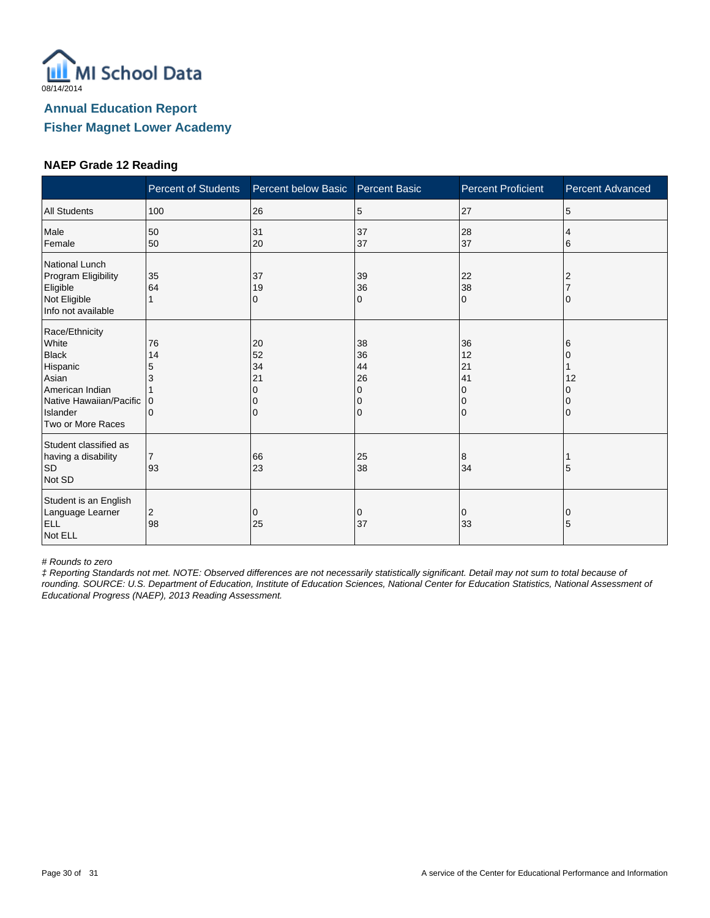MI School Data

08/14/2014

## Annual Education Report

## Fisher Magnet Lower Academy

### NAEP Grade 12 Reading

| | Percent of Students | Percent below Basic | Percent Basic | Percent Proficient | Percent Advanced |
|---|---|---|---|---|---|
| All Students | 100 | 26 | 5 | 27 | 5 |
| Male | 50 | 31 | 37 | 28 | 4 |
| Female | 50 | 20 | 37 | 37 | 6 |
| National Lunch Program Eligibility | | | | | |
| Eligible | 35 | 37 | 39 | 22 | 2 |
| Not Eligible | 64 | 19 | 36 | 38 | 7 |
| Info not available | 1 | 0 | 0 | 0 | 0 |
| Race/Ethnicity | | | | | |
| White | 76 | 20 | 38 | 36 | 6 |
| Black | 14 | 52 | 36 | 12 | 0 |
| Hispanic | 5 | 34 | 44 | 21 | 1 |
| Asian | 3 | 21 | 26 | 41 | 12 |
| American Indian | 1 | 0 | 0 | 0 | 0 |
| Native Hawaiian/Pacific Islander | 0 | 0 | 0 | 0 | 0 |
| Two or More Races | 0 | 0 | 0 | 0 | 0 |
| Student classified as having a disability | | | | | |
| SD | 7 | 66 | 25 | 8 | 1 |
| Not SD | 93 | 23 | 38 | 34 | 5 |
| Student is an English Language Learner | | | | | |
| ELL | 2 | 0 | 0 | 0 | 0 |
| Not ELL | 98 | 25 | 37 | 33 | 5 |

*# Rounds to zero*

*‡ Reporting Standards not met. NOTE: Observed differences are not necessarily statistically significant. Detail may not sum to total because of rounding. SOURCE: U.S. Department of Education, Institute of Education Sciences, National Center for Education Statistics, National Assessment of Educational Progress (NAEP), 2013 Reading Assessment.*

A service of the Center for Educational Performance and Information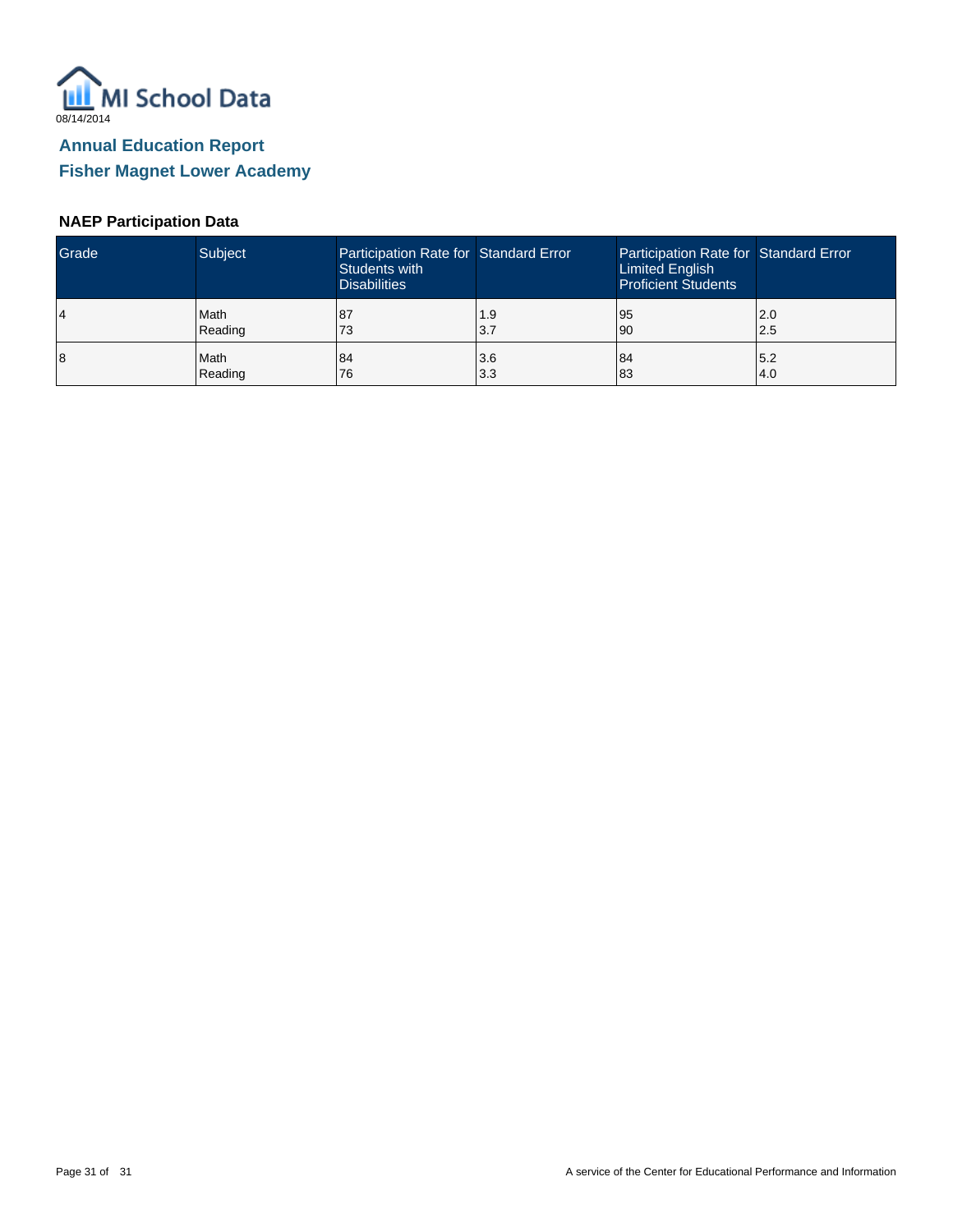MI School Data

08/14/2014

## Annual Education Report

## Fisher Magnet Lower Academy

### NAEP Participation Data

| Grade | Subject | Participation Rate for Students with Disabilities | Standard Error | Participation Rate for Limited English Proficient Students | Standard Error |
|---|---|---|---|---|---|
| 4 | Math | 87 | 1.9 | 95 | 2.0 |
| | Reading | 73 | 3.7 | 90 | 2.5 |
| 8 | Math | 84 | 3.6 | 84 | 5.2 |
| | Reading | 76 | 3.3 | 83 | 4.0 |

A service of the Center for Educational Performance and Information